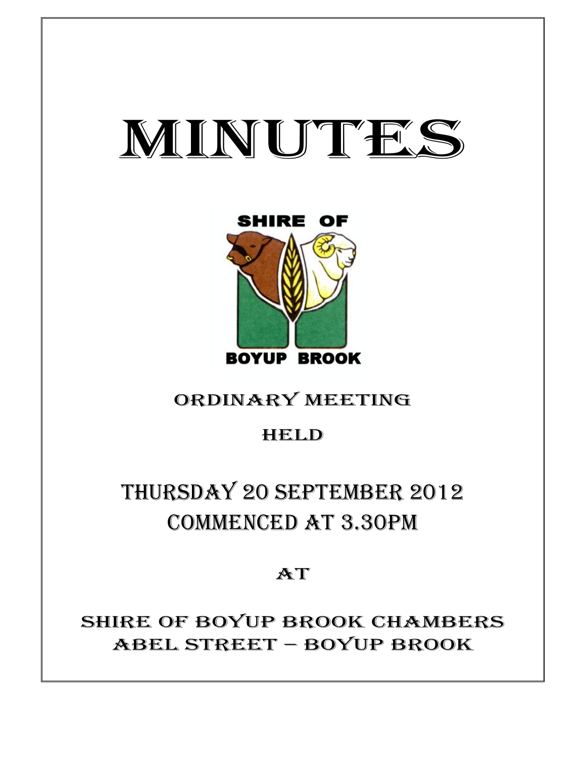# MINUTES

SHIRE OF

BOYUP BROOK

ORDINARY MEETING

HELD

## THURSDAY 20 SEPTEMBER 2012
## COMMENCED AT 3.30PM

AT

SHIRE OF BOYUP BROOK CHAMBERS
ABEL STREET – BOYUP BROOK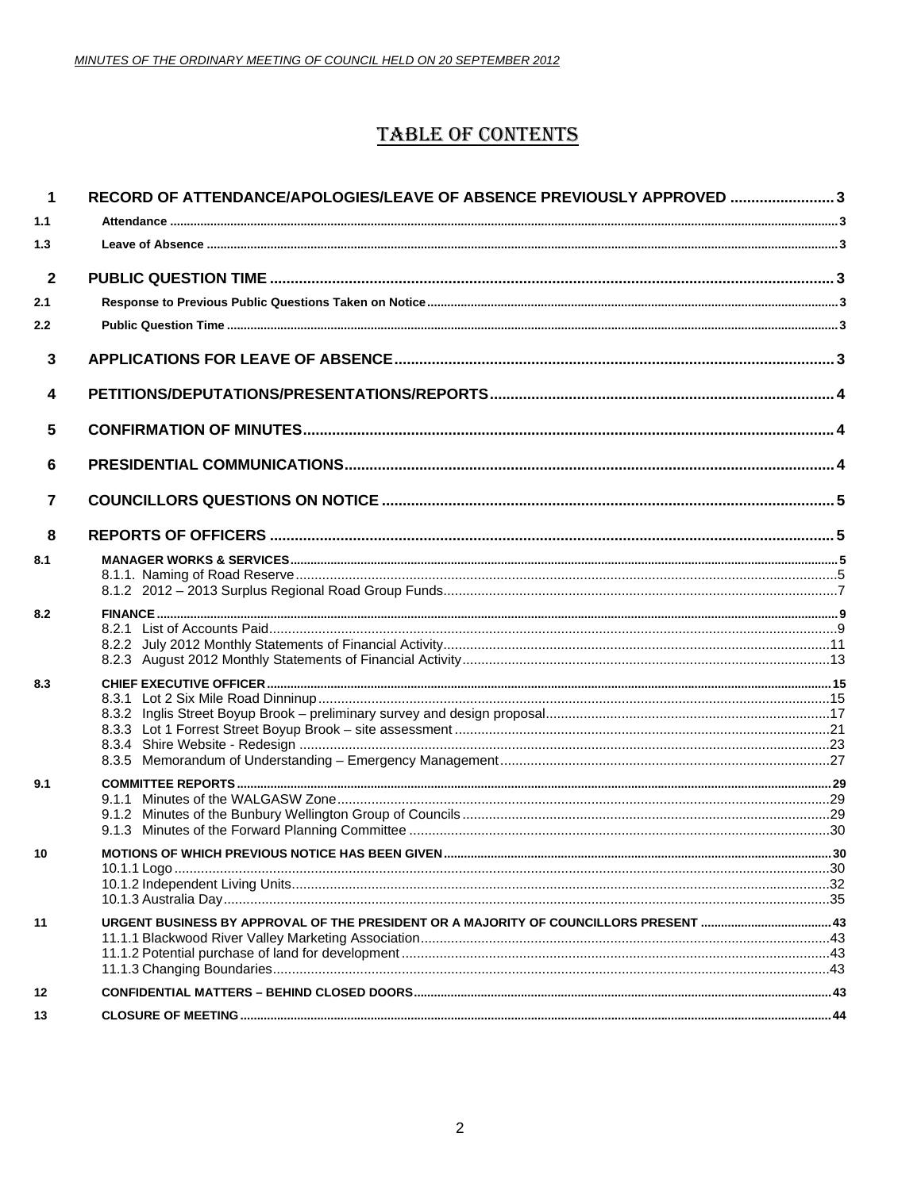# TABLE OF CONTENTS

| | | |
|---|---|---|
| **1** | **RECORD OF ATTENDANCE/APOLOGIES/LEAVE OF ABSENCE PREVIOUSLY APPROVED** | **3** |
| **1.1** | **Attendance** | **3** |
| **1.3** | **Leave of Absence** | **3** |
| **2** | **PUBLIC QUESTION TIME** | **3** |
| **2.1** | **Response to Previous Public Questions Taken on Notice** | **3** |
| **2.2** | **Public Question Time** | **3** |
| **3** | **APPLICATIONS FOR LEAVE OF ABSENCE** | **3** |
| **4** | **PETITIONS/DEPUTATIONS/PRESENTATIONS/REPORTS** | **4** |
| **5** | **CONFIRMATION OF MINUTES** | **4** |
| **6** | **PRESIDENTIAL COMMUNICATIONS** | **4** |
| **7** | **COUNCILLORS QUESTIONS ON NOTICE** | **5** |
| **8** | **REPORTS OF OFFICERS** | **5** |
| **8.1** | **MANAGER WORKS & SERVICES** | **5** |
| | 8.1.1. Naming of Road Reserve | 5 |
| | 8.1.2 2012 – 2013 Surplus Regional Road Group Funds | 7 |
| **8.2** | **FINANCE** | **9** |
| | 8.2.1 List of Accounts Paid | 9 |
| | 8.2.2 July 2012 Monthly Statements of Financial Activity | 11 |
| | 8.2.3 August 2012 Monthly Statements of Financial Activity | 13 |
| **8.3** | **CHIEF EXECUTIVE OFFICER** | **15** |
| | 8.3.1 Lot 2 Six Mile Road Dinninup | 15 |
| | 8.3.2 Inglis Street Boyup Brook – preliminary survey and design proposal | 17 |
| | 8.3.3 Lot 1 Forrest Street Boyup Brook – site assessment | 21 |
| | 8.3.4 Shire Website - Redesign | 23 |
| | 8.3.5 Memorandum of Understanding – Emergency Management | 27 |
| **9.1** | **COMMITTEE REPORTS** | **29** |
| | 9.1.1 Minutes of the WALGASW Zone | 29 |
| | 9.1.2 Minutes of the Bunbury Wellington Group of Councils | 29 |
| | 9.1.3 Minutes of the Forward Planning Committee | 30 |
| **10** | **MOTIONS OF WHICH PREVIOUS NOTICE HAS BEEN GIVEN** | **30** |
| | 10.1.1 Logo | 30 |
| | 10.1.2 Independent Living Units | 32 |
| | 10.1.3 Australia Day | 35 |
| **11** | **URGENT BUSINESS BY APPROVAL OF THE PRESIDENT OR A MAJORITY OF COUNCILLORS PRESENT** | **43** |
| | 11.1.1 Blackwood River Valley Marketing Association | 43 |
| | 11.1.2 Potential purchase of land for development | 43 |
| | 11.1.3 Changing Boundaries | 43 |
| **12** | **CONFIDENTIAL MATTERS – BEHIND CLOSED DOORS** | **43** |
| **13** | **CLOSURE OF MEETING** | **44** |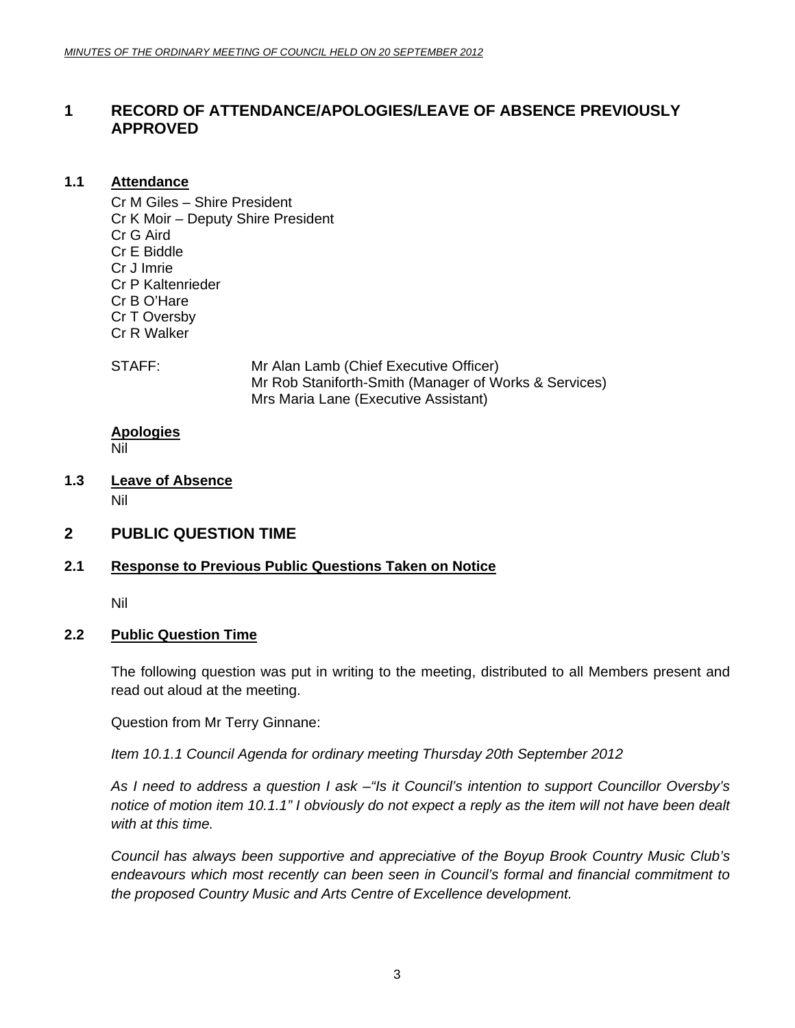# 1 RECORD OF ATTENDANCE/APOLOGIES/LEAVE OF ABSENCE PREVIOUSLY APPROVED

## 1.1 Attendance

Cr M Giles – Shire President
Cr K Moir – Deputy Shire President
Cr G Aird
Cr E Biddle
Cr J Imrie
Cr P Kaltenrieder
Cr B O'Hare
Cr T Oversby
Cr R Walker

STAFF: Mr Alan Lamb (Chief Executive Officer)
Mr Rob Staniforth-Smith (Manager of Works & Services)
Mrs Maria Lane (Executive Assistant)

**Apologies**
Nil

## 1.3 Leave of Absence

Nil

# 2 PUBLIC QUESTION TIME

## 2.1 Response to Previous Public Questions Taken on Notice

Nil

## 2.2 Public Question Time

The following question was put in writing to the meeting, distributed to all Members present and read out aloud at the meeting.

Question from Mr Terry Ginnane:

*Item 10.1.1 Council Agenda for ordinary meeting Thursday 20th September 2012*

*As I need to address a question I ask –"Is it Council's intention to support Councillor Oversby's notice of motion item 10.1.1" I obviously do not expect a reply as the item will not have been dealt with at this time.*

*Council has always been supportive and appreciative of the Boyup Brook Country Music Club's endeavours which most recently can been seen in Council's formal and financial commitment to the proposed Country Music and Arts Centre of Excellence development.*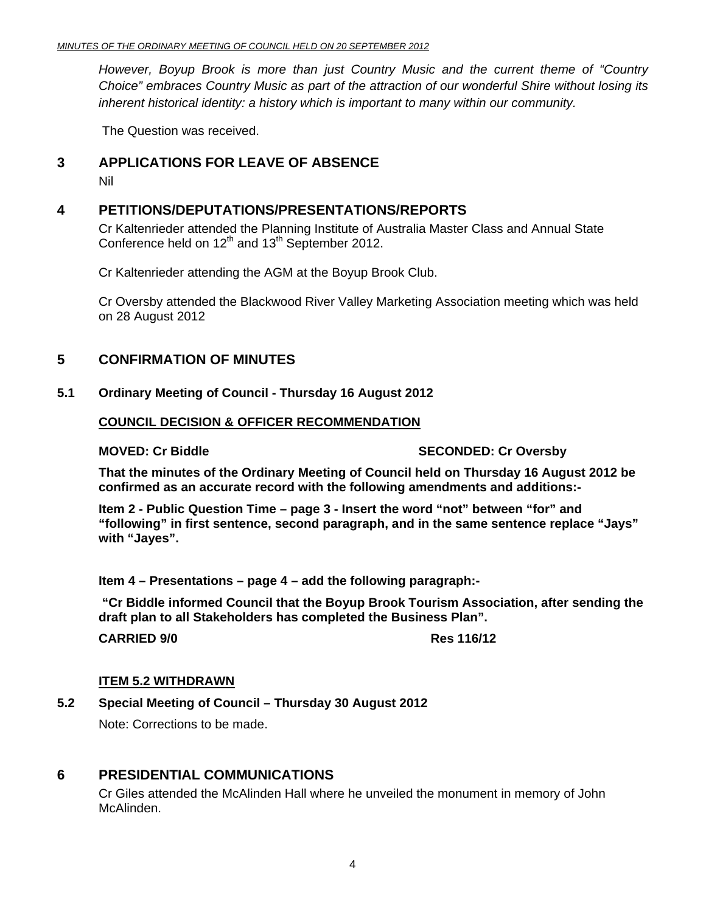*However, Boyup Brook is more than just Country Music and the current theme of "Country Choice" embraces Country Music as part of the attraction of our wonderful Shire without losing its inherent historical identity: a history which is important to many within our community.*

The Question was received.

# 3 APPLICATIONS FOR LEAVE OF ABSENCE

Nil

# 4 PETITIONS/DEPUTATIONS/PRESENTATIONS/REPORTS

Cr Kaltenrieder attended the Planning Institute of Australia Master Class and Annual State Conference held on 12th and 13th September 2012.

Cr Kaltenrieder attending the AGM at the Boyup Brook Club.

Cr Oversby attended the Blackwood River Valley Marketing Association meeting which was held on 28 August 2012

# 5 CONFIRMATION OF MINUTES

## 5.1 Ordinary Meeting of Council - Thursday 16 August 2012

**COUNCIL DECISION & OFFICER RECOMMENDATION**

**MOVED: Cr Biddle** **SECONDED: Cr Oversby**

**That the minutes of the Ordinary Meeting of Council held on Thursday 16 August 2012 be confirmed as an accurate record with the following amendments and additions:-**

**Item 2 - Public Question Time – page 3 - Insert the word "not" between "for" and "following" in first sentence, second paragraph, and in the same sentence replace "Jays" with "Jayes".**

**Item 4 – Presentations – page 4 – add the following paragraph:-**

**"Cr Biddle informed Council that the Boyup Brook Tourism Association, after sending the draft plan to all Stakeholders has completed the Business Plan".**

**CARRIED 9/0** **Res 116/12**

**ITEM 5.2 WITHDRAWN**

## 5.2 Special Meeting of Council – Thursday 30 August 2012

Note: Corrections to be made.

# 6 PRESIDENTIAL COMMUNICATIONS

Cr Giles attended the McAlinden Hall where he unveiled the monument in memory of John McAlinden.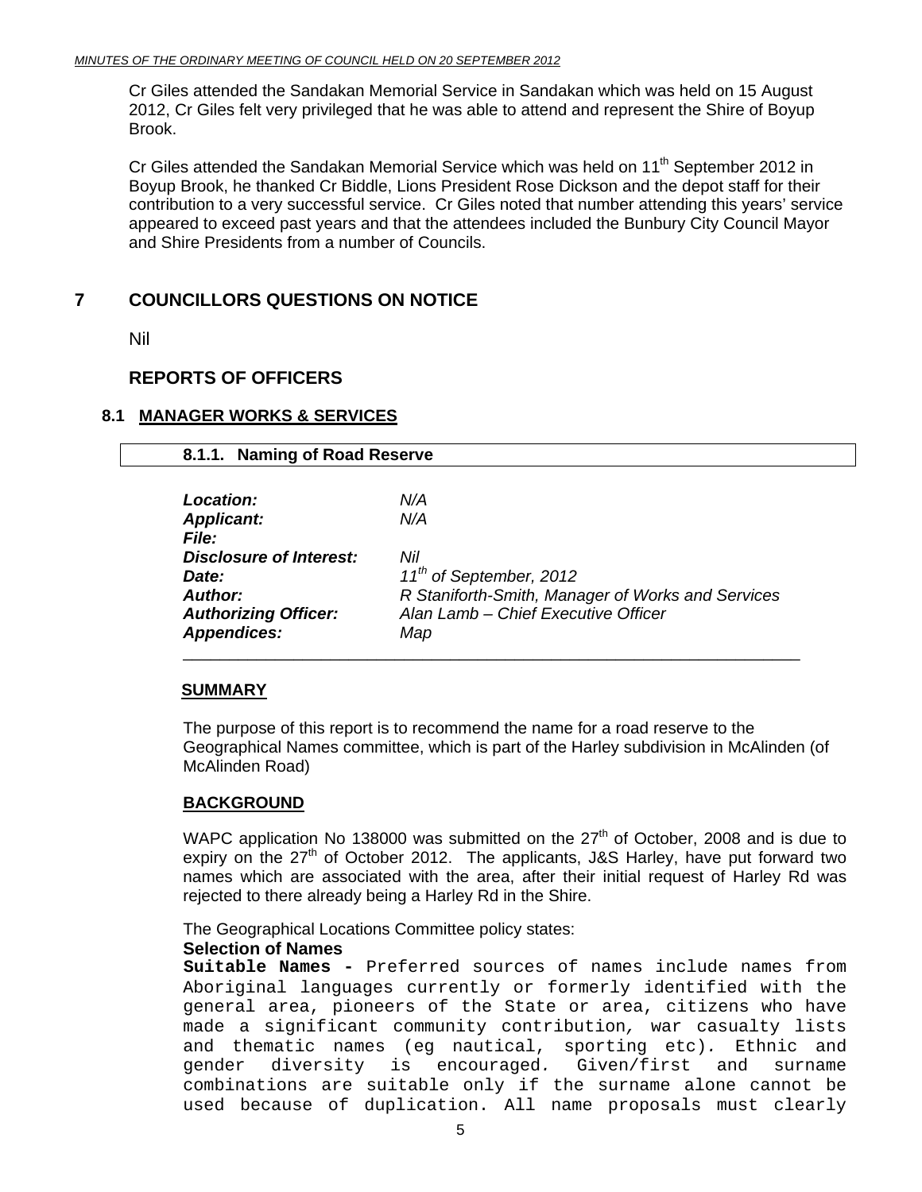Cr Giles attended the Sandakan Memorial Service in Sandakan which was held on 15 August 2012, Cr Giles felt very privileged that he was able to attend and represent the Shire of Boyup Brook.

Cr Giles attended the Sandakan Memorial Service which was held on 11th September 2012 in Boyup Brook, he thanked Cr Biddle, Lions President Rose Dickson and the depot staff for their contribution to a very successful service. Cr Giles noted that number attending this years' service appeared to exceed past years and that the attendees included the Bunbury City Council Mayor and Shire Presidents from a number of Councils.

# 7 COUNCILLORS QUESTIONS ON NOTICE

Nil

# REPORTS OF OFFICERS

## 8.1 MANAGER WORKS & SERVICES

### 8.1.1. Naming of Road Reserve

| | |
|---|---|
| ***Location:*** | *N/A* |
| ***Applicant:*** | *N/A* |
| ***File:*** | |
| ***Disclosure of Interest:*** | *Nil* |
| ***Date:*** | *11th of September, 2012* |
| ***Author:*** | *R Staniforth-Smith, Manager of Works and Services* |
| ***Authorizing Officer:*** | *Alan Lamb – Chief Executive Officer* |
| ***Appendices:*** | *Map* |

**SUMMARY**

The purpose of this report is to recommend the name for a road reserve to the Geographical Names committee, which is part of the Harley subdivision in McAlinden (of McAlinden Road)

**BACKGROUND**

WAPC application No 138000 was submitted on the 27th of October, 2008 and is due to expiry on the 27th of October 2012. The applicants, J&S Harley, have put forward two names which are associated with the area, after their initial request of Harley Rd was rejected to there already being a Harley Rd in the Shire.

The Geographical Locations Committee policy states:

**Selection of Names**

**Suitable Names -** Preferred sources of names include names from Aboriginal languages currently or formerly identified with the general area, pioneers of the State or area, citizens who have made a significant community contribution*,* war casualty lists and thematic names (eg nautical, sporting etc). Ethnic and gender diversity is encouraged*.* Given/first and surname combinations are suitable only if the surname alone cannot be used because of duplication. All name proposals must clearly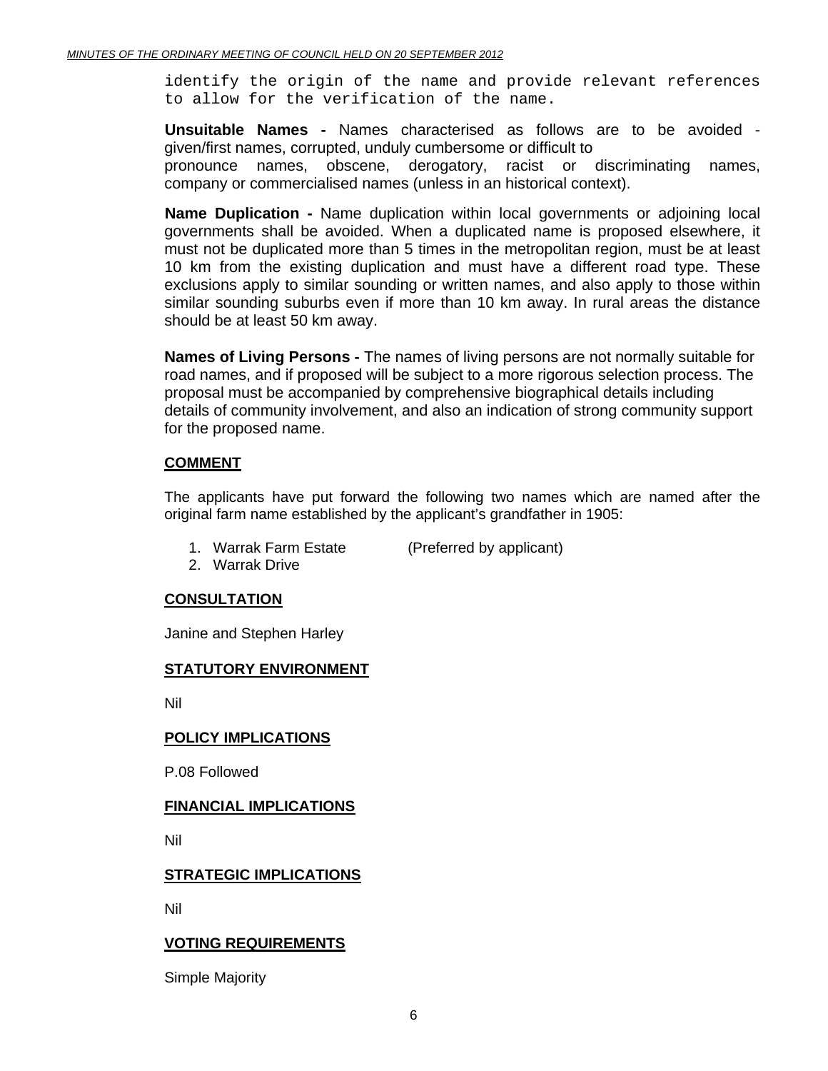identify the origin of the name and provide relevant references to allow for the verification of the name.

**Unsuitable Names -** Names characterised as follows are to be avoided - given/first names, corrupted, unduly cumbersome or difficult to pronounce names, obscene, derogatory, racist or discriminating names, company or commercialised names (unless in an historical context).

**Name Duplication -** Name duplication within local governments or adjoining local governments shall be avoided. When a duplicated name is proposed elsewhere, it must not be duplicated more than 5 times in the metropolitan region, must be at least 10 km from the existing duplication and must have a different road type. These exclusions apply to similar sounding or written names, and also apply to those within similar sounding suburbs even if more than 10 km away. In rural areas the distance should be at least 50 km away.

**Names of Living Persons -** The names of living persons are not normally suitable for road names, and if proposed will be subject to a more rigorous selection process. The proposal must be accompanied by comprehensive biographical details including details of community involvement, and also an indication of strong community support for the proposed name.

## COMMENT

The applicants have put forward the following two names which are named after the original farm name established by the applicant's grandfather in 1905:

1. Warrak Farm Estate (Preferred by applicant)
2. Warrak Drive

## CONSULTATION

Janine and Stephen Harley

## STATUTORY ENVIRONMENT

Nil

## POLICY IMPLICATIONS

P.08 Followed

## FINANCIAL IMPLICATIONS

Nil

## STRATEGIC IMPLICATIONS

Nil

## VOTING REQUIREMENTS

Simple Majority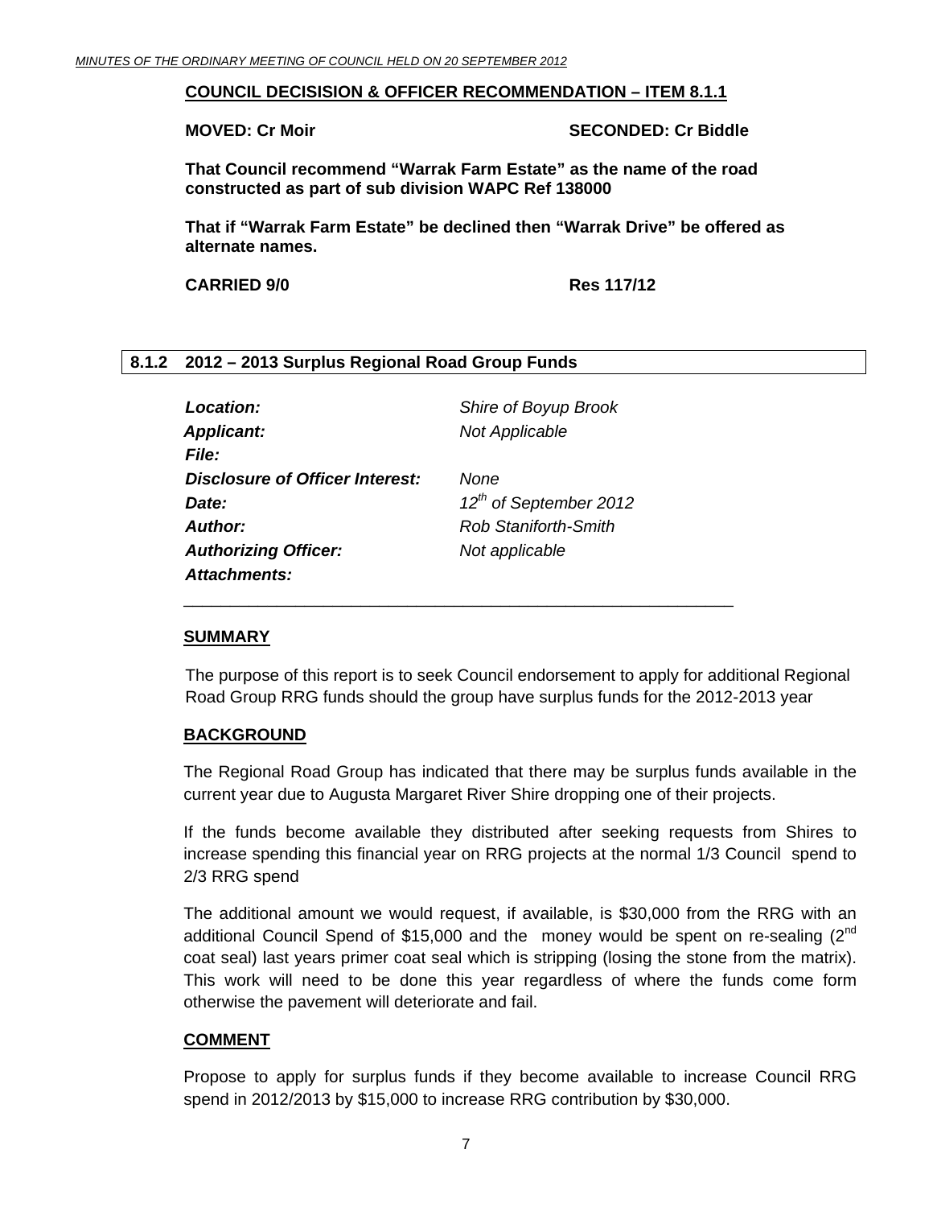**COUNCIL DECISISION & OFFICER RECOMMENDATION – ITEM 8.1.1**

**MOVED: Cr Moir** **SECONDED: Cr Biddle**

**That Council recommend "Warrak Farm Estate" as the name of the road constructed as part of sub division WAPC Ref 138000**

**That if "Warrak Farm Estate" be declined then "Warrak Drive" be offered as alternate names.**

**CARRIED 9/0** **Res 117/12**

## 8.1.2 2012 – 2013 Surplus Regional Road Group Funds

| | |
|---|---|
| ***Location:*** | *Shire of Boyup Brook* |
| ***Applicant:*** | *Not Applicable* |
| ***File:*** | |
| ***Disclosure of Officer Interest:*** | *None* |
| ***Date:*** | *12th of September 2012* |
| ***Author:*** | *Rob Staniforth-Smith* |
| ***Authorizing Officer:*** | *Not applicable* |
| ***Attachments:*** | |

### SUMMARY

The purpose of this report is to seek Council endorsement to apply for additional Regional Road Group RRG funds should the group have surplus funds for the 2012-2013 year

### BACKGROUND

The Regional Road Group has indicated that there may be surplus funds available in the current year due to Augusta Margaret River Shire dropping one of their projects.

If the funds become available they distributed after seeking requests from Shires to increase spending this financial year on RRG projects at the normal 1/3 Council spend to 2/3 RRG spend

The additional amount we would request, if available, is $30,000 from the RRG with an additional Council Spend of $15,000 and the money would be spent on re-sealing (2nd coat seal) last years primer coat seal which is stripping (losing the stone from the matrix). This work will need to be done this year regardless of where the funds come form otherwise the pavement will deteriorate and fail.

### COMMENT

Propose to apply for surplus funds if they become available to increase Council RRG spend in 2012/2013 by $15,000 to increase RRG contribution by $30,000.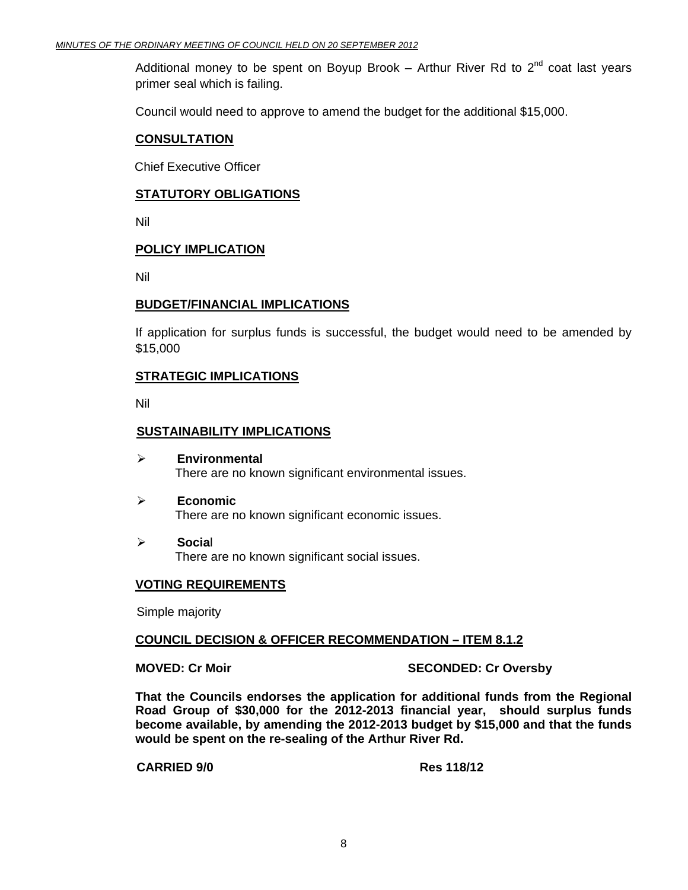Additional money to be spent on Boyup Brook – Arthur River Rd to 2$^{nd}$ coat last years primer seal which is failing.

Council would need to approve to amend the budget for the additional $15,000.

**CONSULTATION**

Chief Executive Officer

**STATUTORY OBLIGATIONS**

Nil

**POLICY IMPLICATION**

Nil

**BUDGET/FINANCIAL IMPLICATIONS**

If application for surplus funds is successful, the budget would need to be amended by $15,000

**STRATEGIC IMPLICATIONS**

Nil

**SUSTAINABILITY IMPLICATIONS**

- **Environmental**
  There are no known significant environmental issues.
- **Economic**
  There are no known significant economic issues.
- **Social**
  There are no known significant social issues.

**VOTING REQUIREMENTS**

Simple majority

**COUNCIL DECISION & OFFICER RECOMMENDATION – ITEM 8.1.2**

**MOVED: Cr Moir** **SECONDED: Cr Oversby**

**That the Councils endorses the application for additional funds from the Regional Road Group of $30,000 for the 2012-2013 financial year, should surplus funds become available, by amending the 2012-2013 budget by $15,000 and that the funds would be spent on the re-sealing of the Arthur River Rd.**

**CARRIED 9/0** **Res 118/12**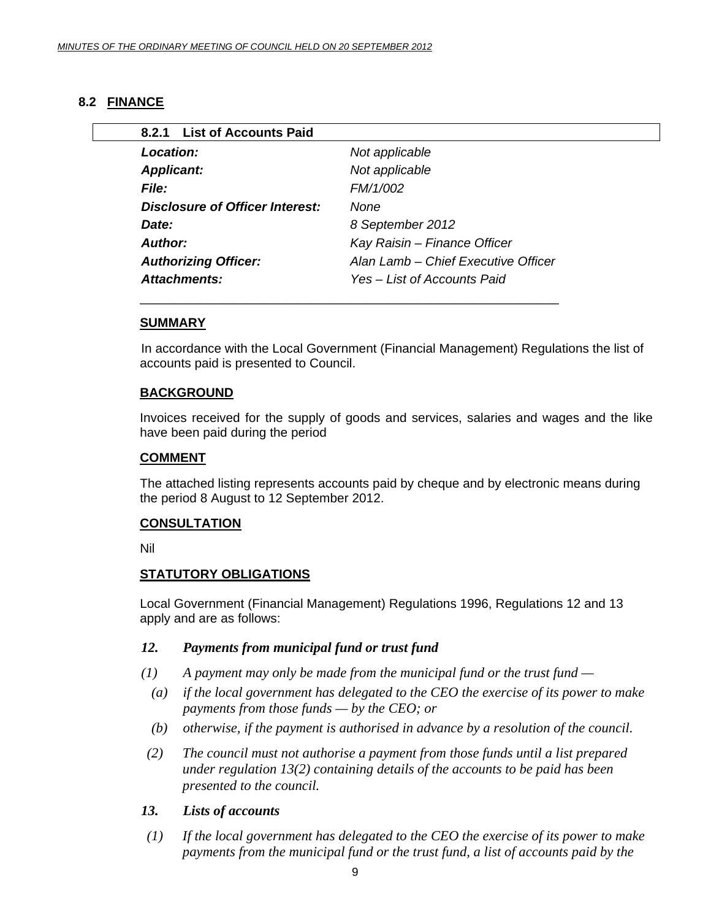## 8.2 FINANCE

### 8.2.1 List of Accounts Paid

| | |
|---|---|
| ***Location:*** | *Not applicable* |
| ***Applicant:*** | *Not applicable* |
| ***File:*** | *FM/1/002* |
| ***Disclosure of Officer Interest:*** | *None* |
| ***Date:*** | *8 September 2012* |
| ***Author:*** | *Kay Raisin – Finance Officer* |
| ***Authorizing Officer:*** | *Alan Lamb – Chief Executive Officer* |
| ***Attachments:*** | *Yes – List of Accounts Paid* |

**SUMMARY**

In accordance with the Local Government (Financial Management) Regulations the list of accounts paid is presented to Council.

**BACKGROUND**

Invoices received for the supply of goods and services, salaries and wages and the like have been paid during the period

**COMMENT**

The attached listing represents accounts paid by cheque and by electronic means during the period 8 August to 12 September 2012.

**CONSULTATION**

Nil

**STATUTORY OBLIGATIONS**

Local Government (Financial Management) Regulations 1996, Regulations 12 and 13 apply and are as follows:

***12. Payments from municipal fund or trust fund***

*(1) A payment may only be made from the municipal fund or the trust fund —*

*(a) if the local government has delegated to the CEO the exercise of its power to make payments from those funds — by the CEO; or*

*(b) otherwise, if the payment is authorised in advance by a resolution of the council.*

*(2) The council must not authorise a payment from those funds until a list prepared under regulation 13(2) containing details of the accounts to be paid has been presented to the council.*

***13. Lists of accounts***

*(1) If the local government has delegated to the CEO the exercise of its power to make payments from the municipal fund or the trust fund, a list of accounts paid by the*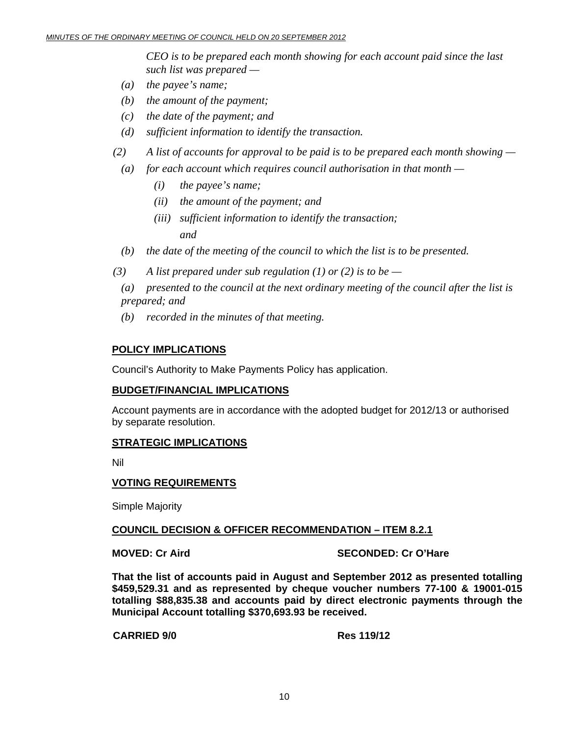*CEO is to be prepared each month showing for each account paid since the last such list was prepared —*

*(a) the payee's name;*

*(b) the amount of the payment;*

*(c) the date of the payment; and*

*(d) sufficient information to identify the transaction.*

*(2) A list of accounts for approval to be paid is to be prepared each month showing —*

*(a) for each account which requires council authorisation in that month —*

*(i) the payee's name;*

*(ii) the amount of the payment; and*

*(iii) sufficient information to identify the transaction; and*

*(b) the date of the meeting of the council to which the list is to be presented.*

*(3) A list prepared under sub regulation (1) or (2) is to be —*

*(a) presented to the council at the next ordinary meeting of the council after the list is prepared; and*

*(b) recorded in the minutes of that meeting.*

**POLICY IMPLICATIONS**

Council's Authority to Make Payments Policy has application.

**BUDGET/FINANCIAL IMPLICATIONS**

Account payments are in accordance with the adopted budget for 2012/13 or authorised by separate resolution.

**STRATEGIC IMPLICATIONS**

Nil

**VOTING REQUIREMENTS**

Simple Majority

**COUNCIL DECISION & OFFICER RECOMMENDATION – ITEM 8.2.1**

**MOVED: Cr Aird** **SECONDED: Cr O'Hare**

**That the list of accounts paid in August and September 2012 as presented totalling $459,529.31 and as represented by cheque voucher numbers 77-100 & 19001-015 totalling $88,835.38 and accounts paid by direct electronic payments through the Municipal Account totalling $370,693.93 be received.**

**CARRIED 9/0** **Res 119/12**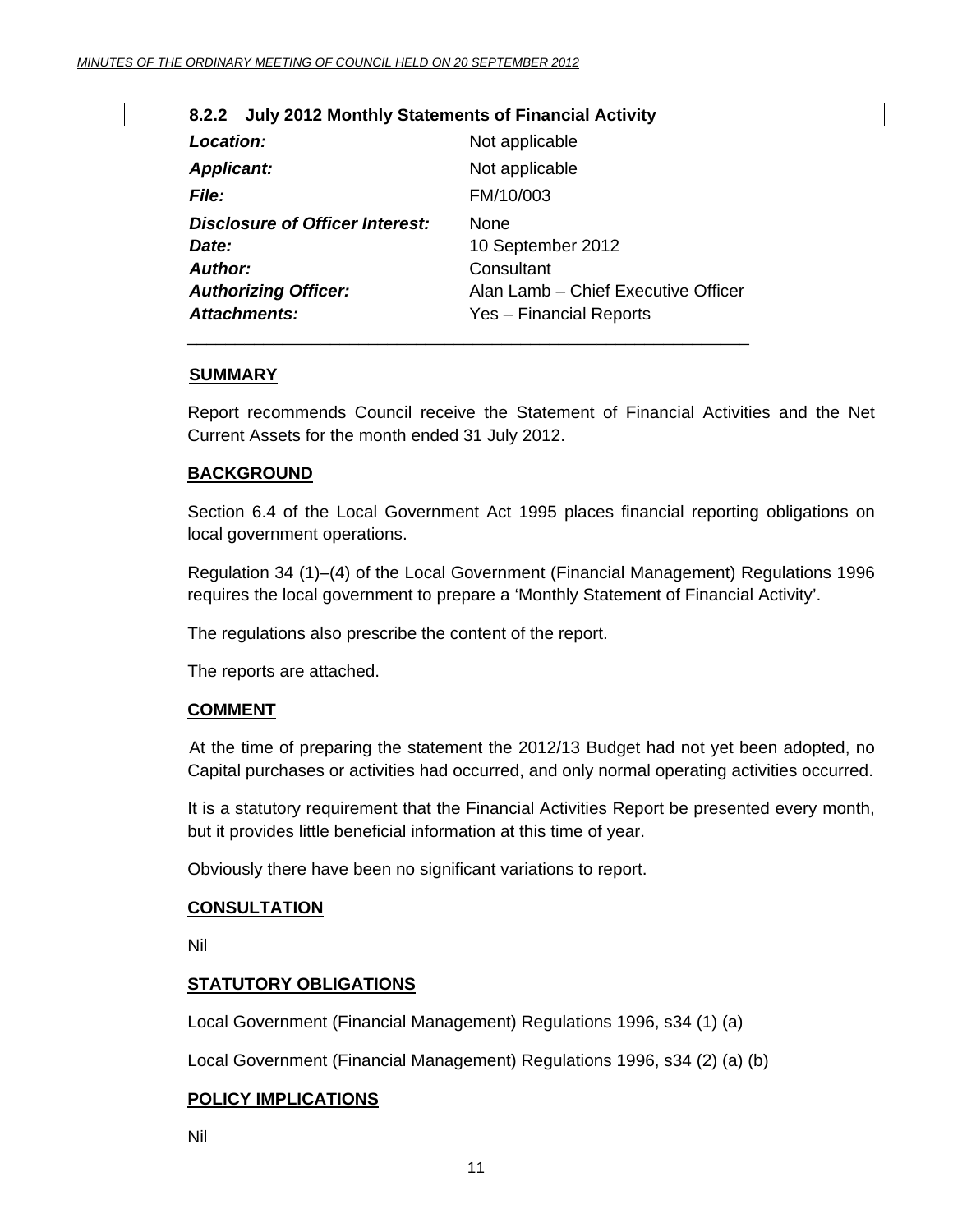### 8.2.2 July 2012 Monthly Statements of Financial Activity

| | |
|---|---|
| ***Location:*** | Not applicable |
| ***Applicant:*** | Not applicable |
| ***File:*** | FM/10/003 |
| ***Disclosure of Officer Interest:*** | None |
| ***Date:*** | 10 September 2012 |
| ***Author:*** | Consultant |
| ***Authorizing Officer:*** | Alan Lamb – Chief Executive Officer |
| ***Attachments:*** | Yes – Financial Reports |

**SUMMARY**

Report recommends Council receive the Statement of Financial Activities and the Net Current Assets for the month ended 31 July 2012.

**BACKGROUND**

Section 6.4 of the Local Government Act 1995 places financial reporting obligations on local government operations.

Regulation 34 (1)–(4) of the Local Government (Financial Management) Regulations 1996 requires the local government to prepare a 'Monthly Statement of Financial Activity'.

The regulations also prescribe the content of the report.

The reports are attached.

**COMMENT**

At the time of preparing the statement the 2012/13 Budget had not yet been adopted, no Capital purchases or activities had occurred, and only normal operating activities occurred.

It is a statutory requirement that the Financial Activities Report be presented every month, but it provides little beneficial information at this time of year.

Obviously there have been no significant variations to report.

**CONSULTATION**

Nil

**STATUTORY OBLIGATIONS**

Local Government (Financial Management) Regulations 1996, s34 (1) (a)

Local Government (Financial Management) Regulations 1996, s34 (2) (a) (b)

**POLICY IMPLICATIONS**

Nil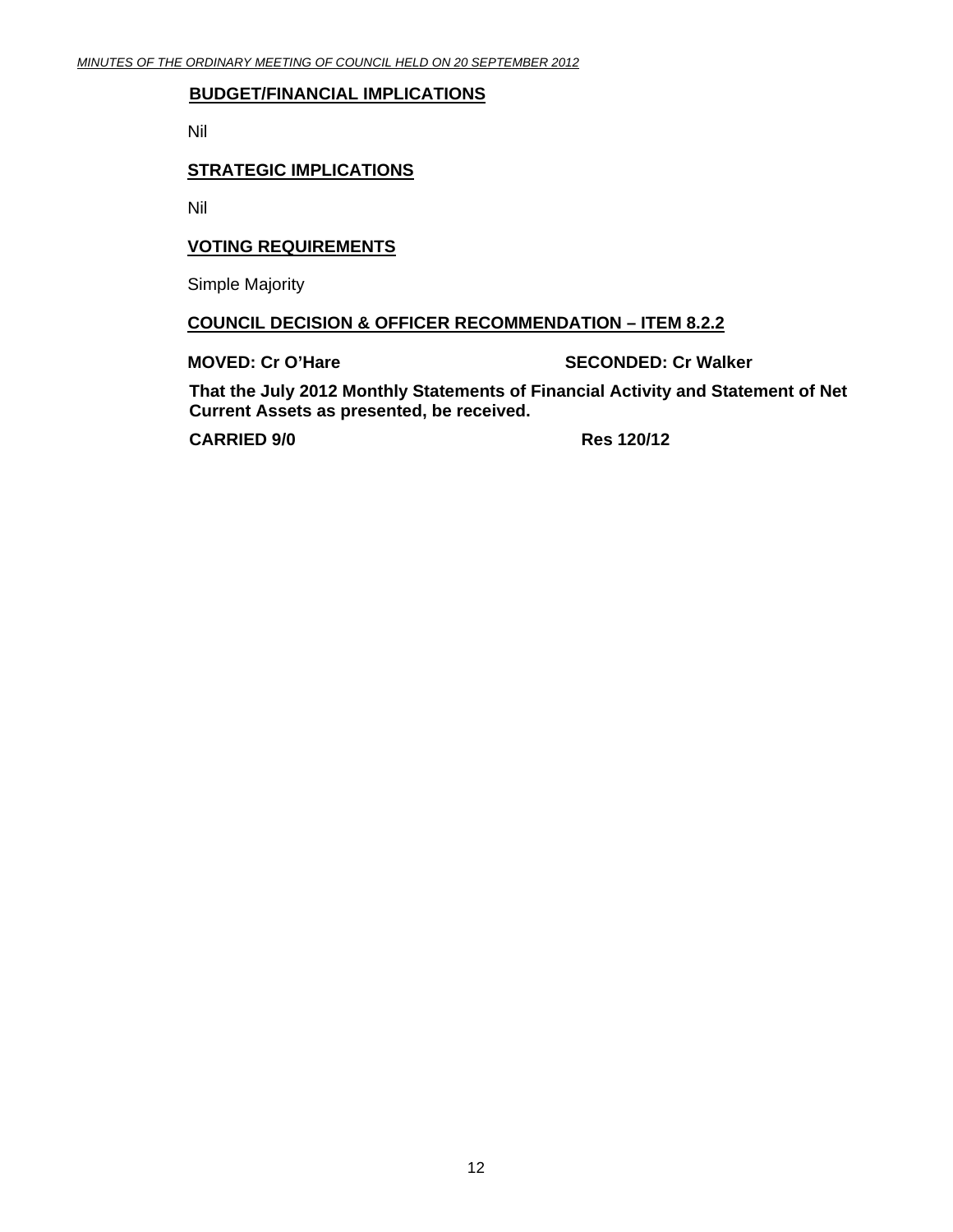**BUDGET/FINANCIAL IMPLICATIONS**

Nil

**STRATEGIC IMPLICATIONS**

Nil

**VOTING REQUIREMENTS**

Simple Majority

**COUNCIL DECISION & OFFICER RECOMMENDATION – ITEM 8.2.2**

**MOVED: Cr O'Hare** **SECONDED: Cr Walker**

**That the July 2012 Monthly Statements of Financial Activity and Statement of Net Current Assets as presented, be received.**

**CARRIED 9/0** **Res 120/12**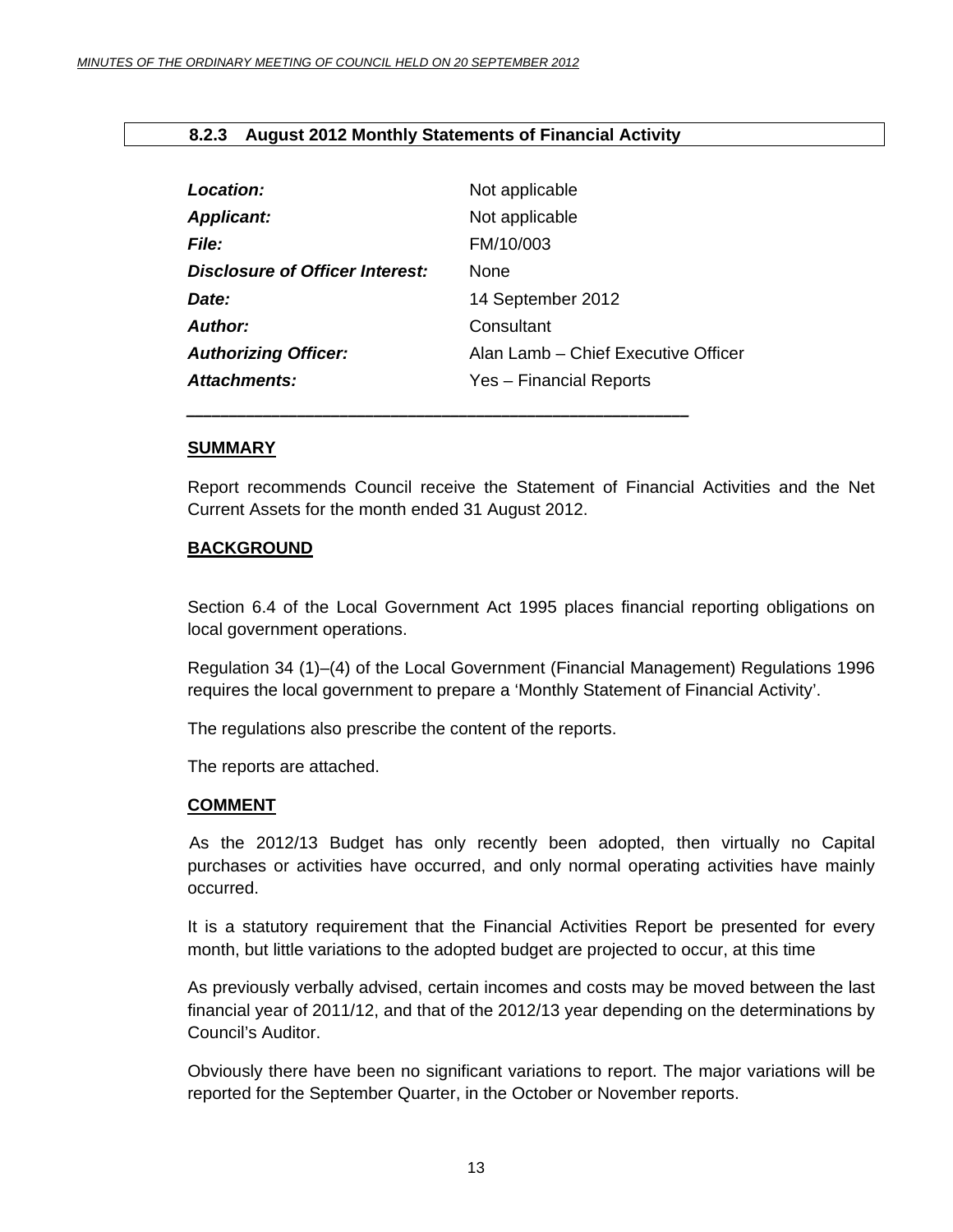## 8.2.3 August 2012 Monthly Statements of Financial Activity

| | |
|---|---|
| ***Location:*** | Not applicable |
| ***Applicant:*** | Not applicable |
| ***File:*** | FM/10/003 |
| ***Disclosure of Officer Interest:*** | None |
| ***Date:*** | 14 September 2012 |
| ***Author:*** | Consultant |
| ***Authorizing Officer:*** | Alan Lamb – Chief Executive Officer |
| ***Attachments:*** | Yes – Financial Reports |

---

**SUMMARY**

Report recommends Council receive the Statement of Financial Activities and the Net Current Assets for the month ended 31 August 2012.

**BACKGROUND**

Section 6.4 of the Local Government Act 1995 places financial reporting obligations on local government operations.

Regulation 34 (1)–(4) of the Local Government (Financial Management) Regulations 1996 requires the local government to prepare a 'Monthly Statement of Financial Activity'.

The regulations also prescribe the content of the reports.

The reports are attached.

**COMMENT**

As the 2012/13 Budget has only recently been adopted, then virtually no Capital purchases or activities have occurred, and only normal operating activities have mainly occurred.

It is a statutory requirement that the Financial Activities Report be presented for every month, but little variations to the adopted budget are projected to occur, at this time

As previously verbally advised, certain incomes and costs may be moved between the last financial year of 2011/12, and that of the 2012/13 year depending on the determinations by Council's Auditor.

Obviously there have been no significant variations to report. The major variations will be reported for the September Quarter, in the October or November reports.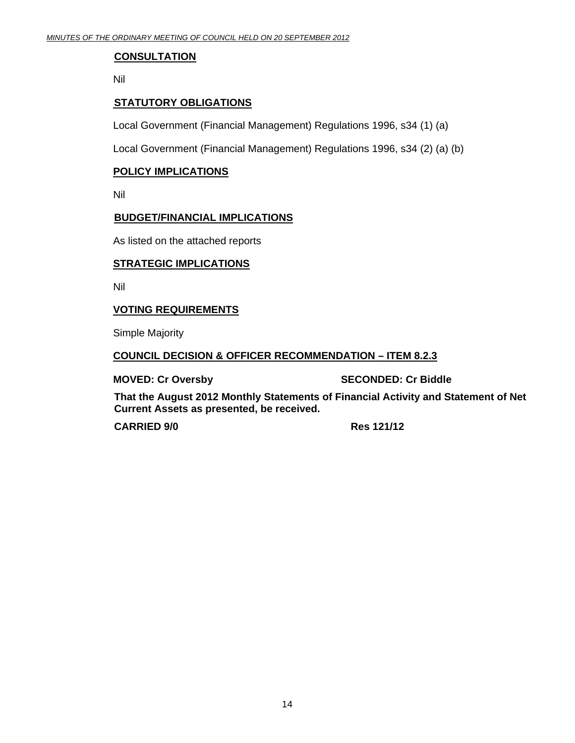**CONSULTATION**

Nil

**STATUTORY OBLIGATIONS**

Local Government (Financial Management) Regulations 1996, s34 (1) (a)

Local Government (Financial Management) Regulations 1996, s34 (2) (a) (b)

**POLICY IMPLICATIONS**

Nil

**BUDGET/FINANCIAL IMPLICATIONS**

As listed on the attached reports

**STRATEGIC IMPLICATIONS**

Nil

**VOTING REQUIREMENTS**

Simple Majority

**COUNCIL DECISION & OFFICER RECOMMENDATION – ITEM 8.2.3**

**MOVED: Cr Oversby SECONDED: Cr Biddle**

**That the August 2012 Monthly Statements of Financial Activity and Statement of Net Current Assets as presented, be received.**

**CARRIED 9/0 Res 121/12**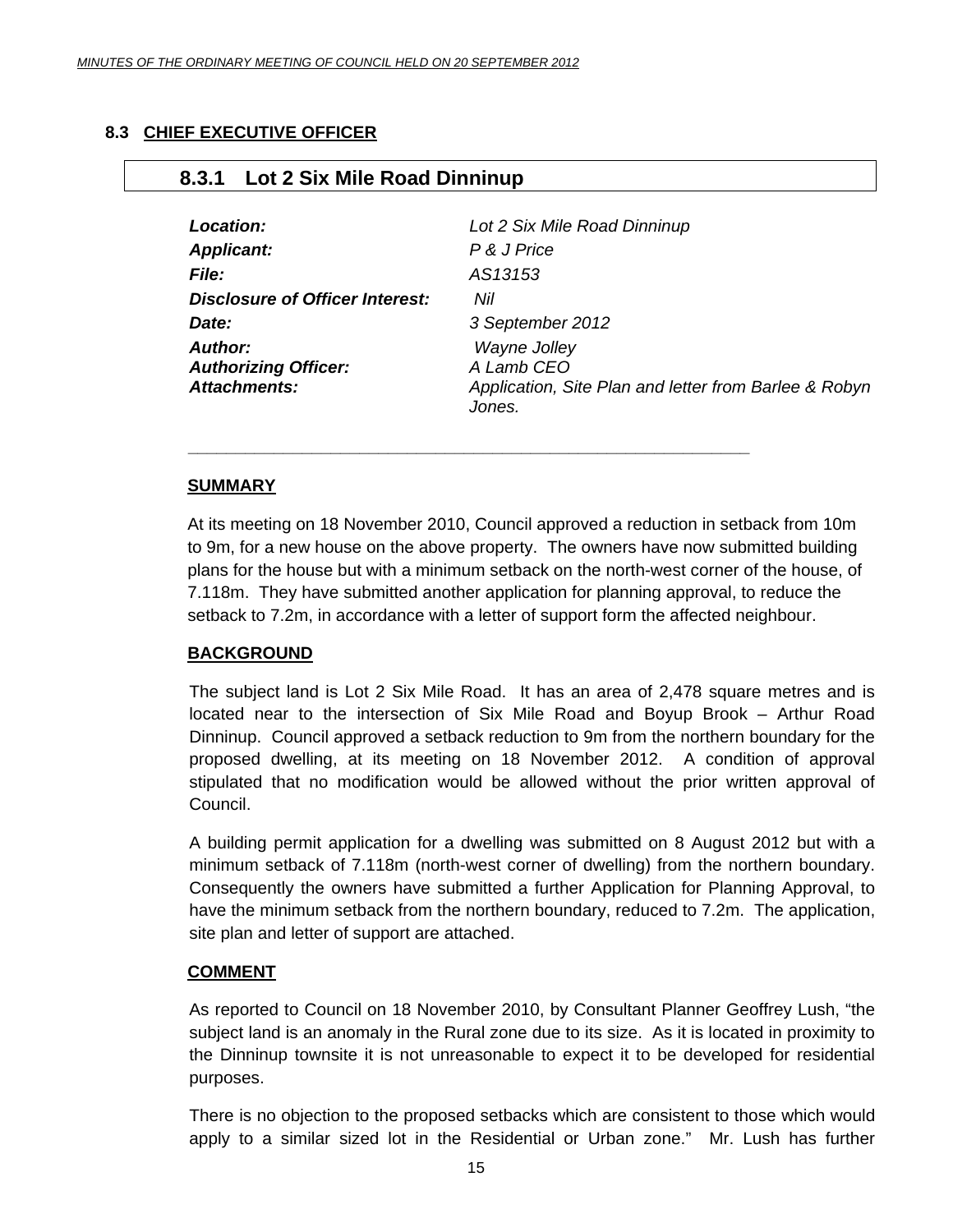## 8.3 CHIEF EXECUTIVE OFFICER

### 8.3.1 Lot 2 Six Mile Road Dinninup

| | |
|---|---|
| ***Location:*** | *Lot 2 Six Mile Road Dinninup* |
| ***Applicant:*** | *P & J Price* |
| ***File:*** | *AS13153* |
| ***Disclosure of Officer Interest:*** | *Nil* |
| ***Date:*** | *3 September 2012* |
| ***Author:*** | *Wayne Jolley* |
| ***Authorizing Officer:*** | *A Lamb CEO* |
| ***Attachments:*** | *Application, Site Plan and letter from Barlee & Robyn Jones.* |

---

**SUMMARY**

At its meeting on 18 November 2010, Council approved a reduction in setback from 10m to 9m, for a new house on the above property. The owners have now submitted building plans for the house but with a minimum setback on the north-west corner of the house, of 7.118m. They have submitted another application for planning approval, to reduce the setback to 7.2m, in accordance with a letter of support form the affected neighbour.

**BACKGROUND**

The subject land is Lot 2 Six Mile Road. It has an area of 2,478 square metres and is located near to the intersection of Six Mile Road and Boyup Brook – Arthur Road Dinninup. Council approved a setback reduction to 9m from the northern boundary for the proposed dwelling, at its meeting on 18 November 2012. A condition of approval stipulated that no modification would be allowed without the prior written approval of Council.

A building permit application for a dwelling was submitted on 8 August 2012 but with a minimum setback of 7.118m (north-west corner of dwelling) from the northern boundary. Consequently the owners have submitted a further Application for Planning Approval, to have the minimum setback from the northern boundary, reduced to 7.2m. The application, site plan and letter of support are attached.

**COMMENT**

As reported to Council on 18 November 2010, by Consultant Planner Geoffrey Lush, "the subject land is an anomaly in the Rural zone due to its size. As it is located in proximity to the Dinninup townsite it is not unreasonable to expect it to be developed for residential purposes.

There is no objection to the proposed setbacks which are consistent to those which would apply to a similar sized lot in the Residential or Urban zone." Mr. Lush has further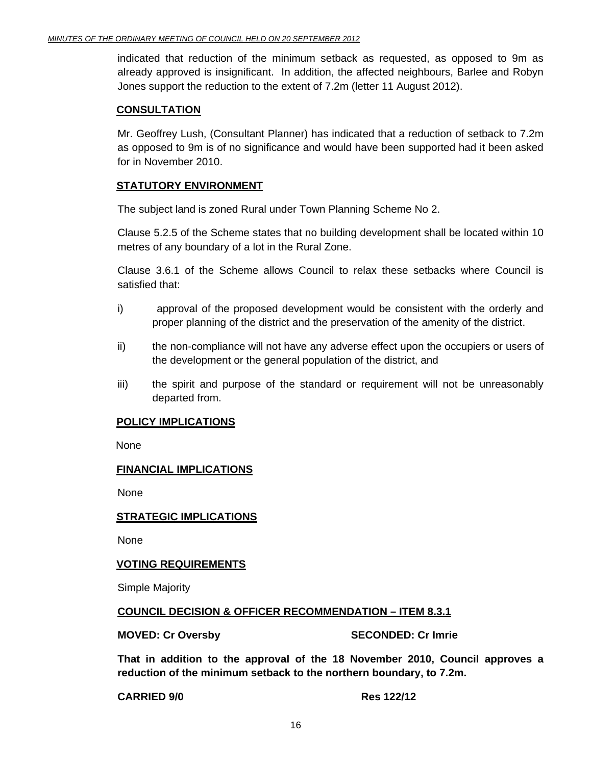indicated that reduction of the minimum setback as requested, as opposed to 9m as already approved is insignificant. In addition, the affected neighbours, Barlee and Robyn Jones support the reduction to the extent of 7.2m (letter 11 August 2012).

## CONSULTATION

Mr. Geoffrey Lush, (Consultant Planner) has indicated that a reduction of setback to 7.2m as opposed to 9m is of no significance and would have been supported had it been asked for in November 2010.

## STATUTORY ENVIRONMENT

The subject land is zoned Rural under Town Planning Scheme No 2.

Clause 5.2.5 of the Scheme states that no building development shall be located within 10 metres of any boundary of a lot in the Rural Zone.

Clause 3.6.1 of the Scheme allows Council to relax these setbacks where Council is satisfied that:

i) approval of the proposed development would be consistent with the orderly and proper planning of the district and the preservation of the amenity of the district.

ii) the non-compliance will not have any adverse effect upon the occupiers or users of the development or the general population of the district, and

iii) the spirit and purpose of the standard or requirement will not be unreasonably departed from.

## POLICY IMPLICATIONS

None

## FINANCIAL IMPLICATIONS

None

## STRATEGIC IMPLICATIONS

None

## VOTING REQUIREMENTS

Simple Majority

## COUNCIL DECISION & OFFICER RECOMMENDATION – ITEM 8.3.1

**MOVED: Cr Oversby SECONDED: Cr Imrie**

**That in addition to the approval of the 18 November 2010, Council approves a reduction of the minimum setback to the northern boundary, to 7.2m.**

**CARRIED 9/0 Res 122/12**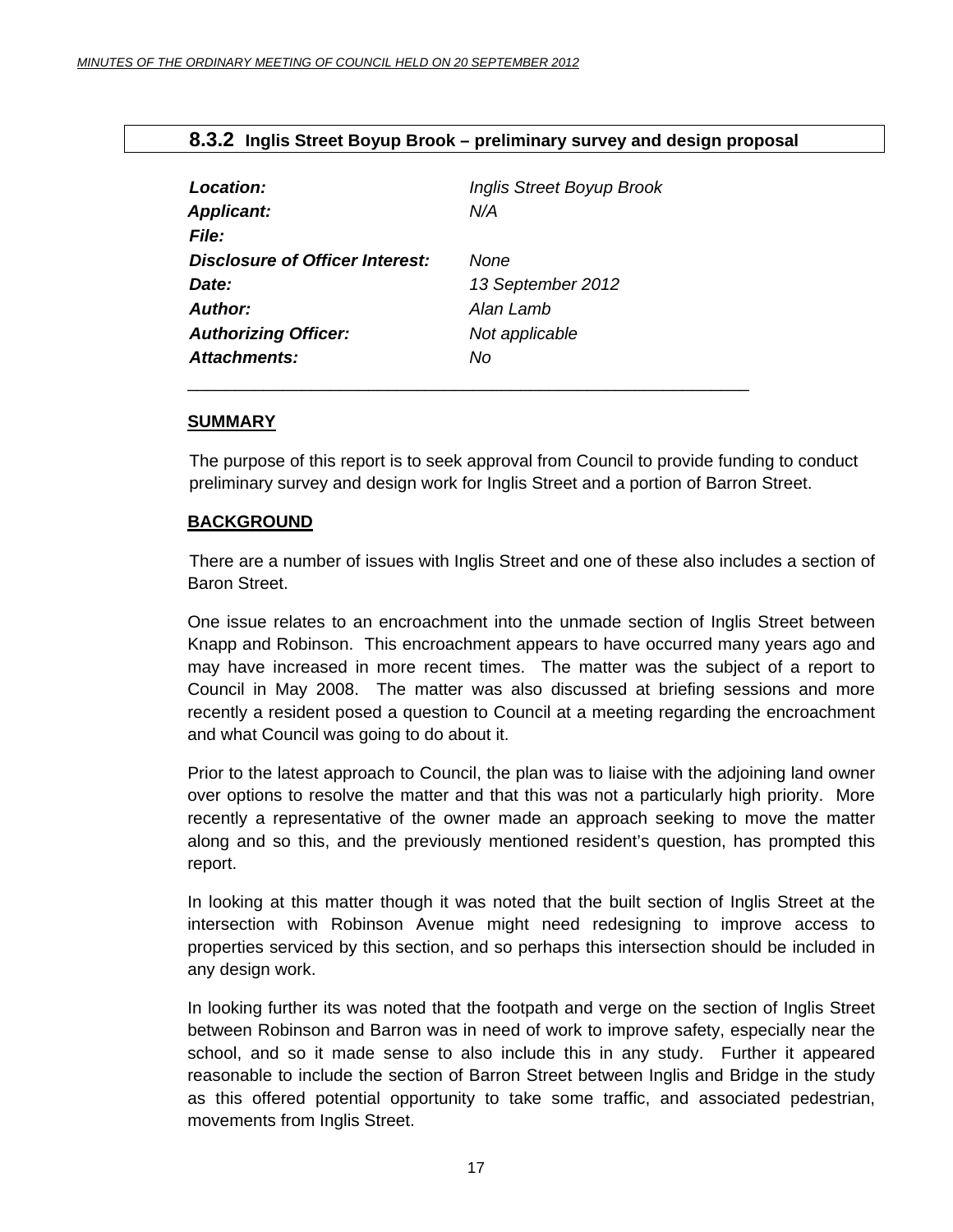## 8.3.2 Inglis Street Boyup Brook – preliminary survey and design proposal

| | |
|---|---|
| ***Location:*** | *Inglis Street Boyup Brook* |
| ***Applicant:*** | *N/A* |
| ***File:*** | |
| ***Disclosure of Officer Interest:*** | *None* |
| ***Date:*** | *13 September 2012* |
| ***Author:*** | *Alan Lamb* |
| ***Authorizing Officer:*** | *Not applicable* |
| ***Attachments:*** | *No* |

**SUMMARY**

The purpose of this report is to seek approval from Council to provide funding to conduct preliminary survey and design work for Inglis Street and a portion of Barron Street.

**BACKGROUND**

There are a number of issues with Inglis Street and one of these also includes a section of Baron Street.

One issue relates to an encroachment into the unmade section of Inglis Street between Knapp and Robinson. This encroachment appears to have occurred many years ago and may have increased in more recent times. The matter was the subject of a report to Council in May 2008. The matter was also discussed at briefing sessions and more recently a resident posed a question to Council at a meeting regarding the encroachment and what Council was going to do about it.

Prior to the latest approach to Council, the plan was to liaise with the adjoining land owner over options to resolve the matter and that this was not a particularly high priority. More recently a representative of the owner made an approach seeking to move the matter along and so this, and the previously mentioned resident's question, has prompted this report.

In looking at this matter though it was noted that the built section of Inglis Street at the intersection with Robinson Avenue might need redesigning to improve access to properties serviced by this section, and so perhaps this intersection should be included in any design work.

In looking further its was noted that the footpath and verge on the section of Inglis Street between Robinson and Barron was in need of work to improve safety, especially near the school, and so it made sense to also include this in any study. Further it appeared reasonable to include the section of Barron Street between Inglis and Bridge in the study as this offered potential opportunity to take some traffic, and associated pedestrian, movements from Inglis Street.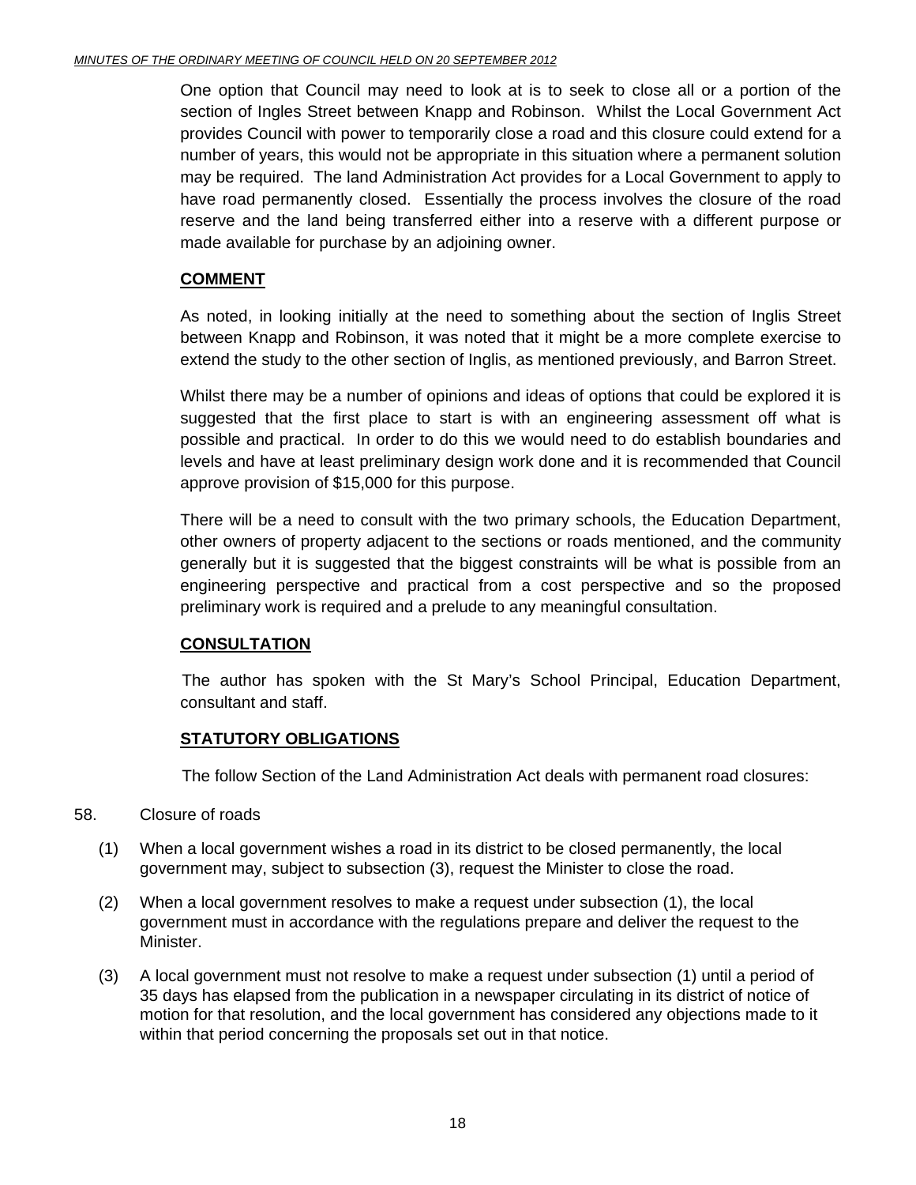One option that Council may need to look at is to seek to close all or a portion of the section of Ingles Street between Knapp and Robinson. Whilst the Local Government Act provides Council with power to temporarily close a road and this closure could extend for a number of years, this would not be appropriate in this situation where a permanent solution may be required. The land Administration Act provides for a Local Government to apply to have road permanently closed. Essentially the process involves the closure of the road reserve and the land being transferred either into a reserve with a different purpose or made available for purchase by an adjoining owner.

**COMMENT**

As noted, in looking initially at the need to something about the section of Inglis Street between Knapp and Robinson, it was noted that it might be a more complete exercise to extend the study to the other section of Inglis, as mentioned previously, and Barron Street.

Whilst there may be a number of opinions and ideas of options that could be explored it is suggested that the first place to start is with an engineering assessment off what is possible and practical. In order to do this we would need to do establish boundaries and levels and have at least preliminary design work done and it is recommended that Council approve provision of $15,000 for this purpose.

There will be a need to consult with the two primary schools, the Education Department, other owners of property adjacent to the sections or roads mentioned, and the community generally but it is suggested that the biggest constraints will be what is possible from an engineering perspective and practical from a cost perspective and so the proposed preliminary work is required and a prelude to any meaningful consultation.

**CONSULTATION**

The author has spoken with the St Mary's School Principal, Education Department, consultant and staff.

**STATUTORY OBLIGATIONS**

The follow Section of the Land Administration Act deals with permanent road closures:

58. Closure of roads

(1) When a local government wishes a road in its district to be closed permanently, the local government may, subject to subsection (3), request the Minister to close the road.

(2) When a local government resolves to make a request under subsection (1), the local government must in accordance with the regulations prepare and deliver the request to the Minister.

(3) A local government must not resolve to make a request under subsection (1) until a period of 35 days has elapsed from the publication in a newspaper circulating in its district of notice of motion for that resolution, and the local government has considered any objections made to it within that period concerning the proposals set out in that notice.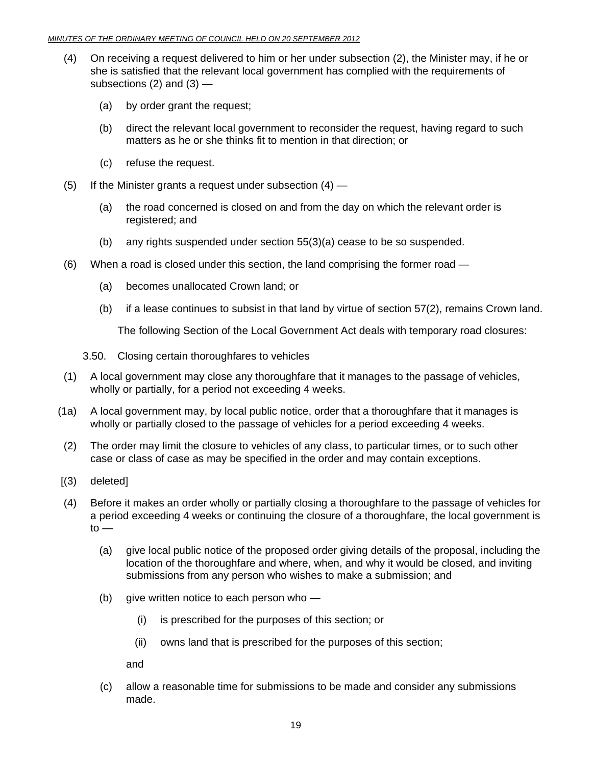(4) On receiving a request delivered to him or her under subsection (2), the Minister may, if he or she is satisfied that the relevant local government has complied with the requirements of subsections (2) and (3) —

(a) by order grant the request;

(b) direct the relevant local government to reconsider the request, having regard to such matters as he or she thinks fit to mention in that direction; or

(c) refuse the request.

(5) If the Minister grants a request under subsection (4) —

(a) the road concerned is closed on and from the day on which the relevant order is registered; and

(b) any rights suspended under section 55(3)(a) cease to be so suspended.

(6) When a road is closed under this section, the land comprising the former road —

(a) becomes unallocated Crown land; or

(b) if a lease continues to subsist in that land by virtue of section 57(2), remains Crown land.

The following Section of the Local Government Act deals with temporary road closures:

3.50. Closing certain thoroughfares to vehicles

(1) A local government may close any thoroughfare that it manages to the passage of vehicles, wholly or partially, for a period not exceeding 4 weeks.

(1a) A local government may, by local public notice, order that a thoroughfare that it manages is wholly or partially closed to the passage of vehicles for a period exceeding 4 weeks.

(2) The order may limit the closure to vehicles of any class, to particular times, or to such other case or class of case as may be specified in the order and may contain exceptions.

[(3) deleted]

(4) Before it makes an order wholly or partially closing a thoroughfare to the passage of vehicles for a period exceeding 4 weeks or continuing the closure of a thoroughfare, the local government is to —

(a) give local public notice of the proposed order giving details of the proposal, including the location of the thoroughfare and where, when, and why it would be closed, and inviting submissions from any person who wishes to make a submission; and

(b) give written notice to each person who —

(i) is prescribed for the purposes of this section; or

(ii) owns land that is prescribed for the purposes of this section;

and

(c) allow a reasonable time for submissions to be made and consider any submissions made.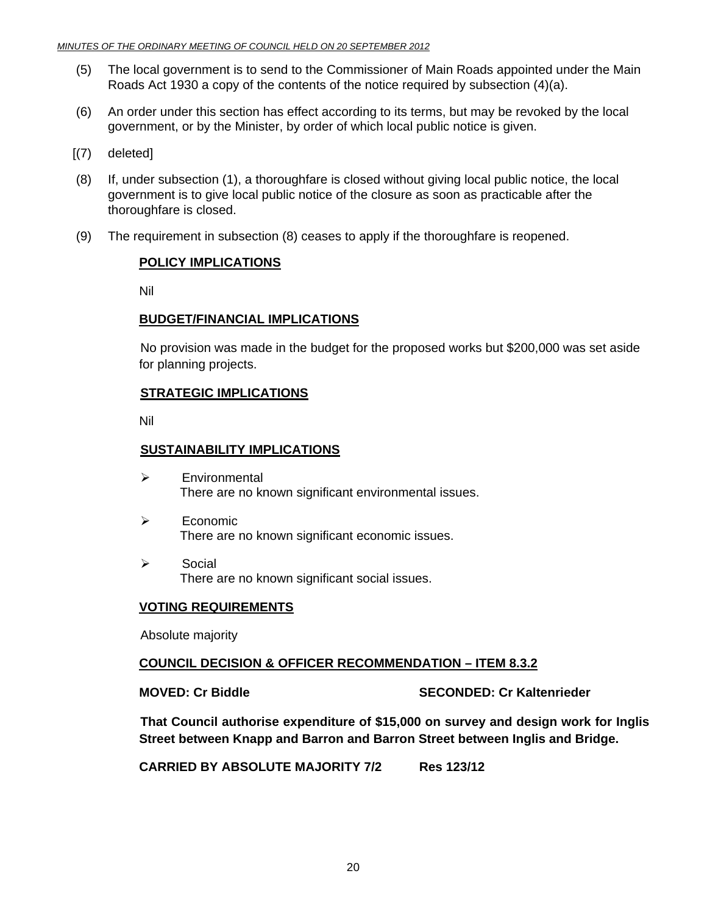(5) The local government is to send to the Commissioner of Main Roads appointed under the Main Roads Act 1930 a copy of the contents of the notice required by subsection (4)(a).

(6) An order under this section has effect according to its terms, but may be revoked by the local government, or by the Minister, by order of which local public notice is given.

[(7) deleted]

(8) If, under subsection (1), a thoroughfare is closed without giving local public notice, the local government is to give local public notice of the closure as soon as practicable after the thoroughfare is closed.

(9) The requirement in subsection (8) ceases to apply if the thoroughfare is reopened.

**POLICY IMPLICATIONS**

Nil

**BUDGET/FINANCIAL IMPLICATIONS**

No provision was made in the budget for the proposed works but $200,000 was set aside for planning projects.

**STRATEGIC IMPLICATIONS**

Nil

**SUSTAINABILITY IMPLICATIONS**

- Environmental
  There are no known significant environmental issues.
- Economic
  There are no known significant economic issues.
- Social
  There are no known significant social issues.

**VOTING REQUIREMENTS**

Absolute majority

**COUNCIL DECISION & OFFICER RECOMMENDATION – ITEM 8.3.2**

**MOVED: Cr Biddle** **SECONDED: Cr Kaltenrieder**

**That Council authorise expenditure of $15,000 on survey and design work for Inglis Street between Knapp and Barron and Barron Street between Inglis and Bridge.**

**CARRIED BY ABSOLUTE MAJORITY 7/2** **Res 123/12**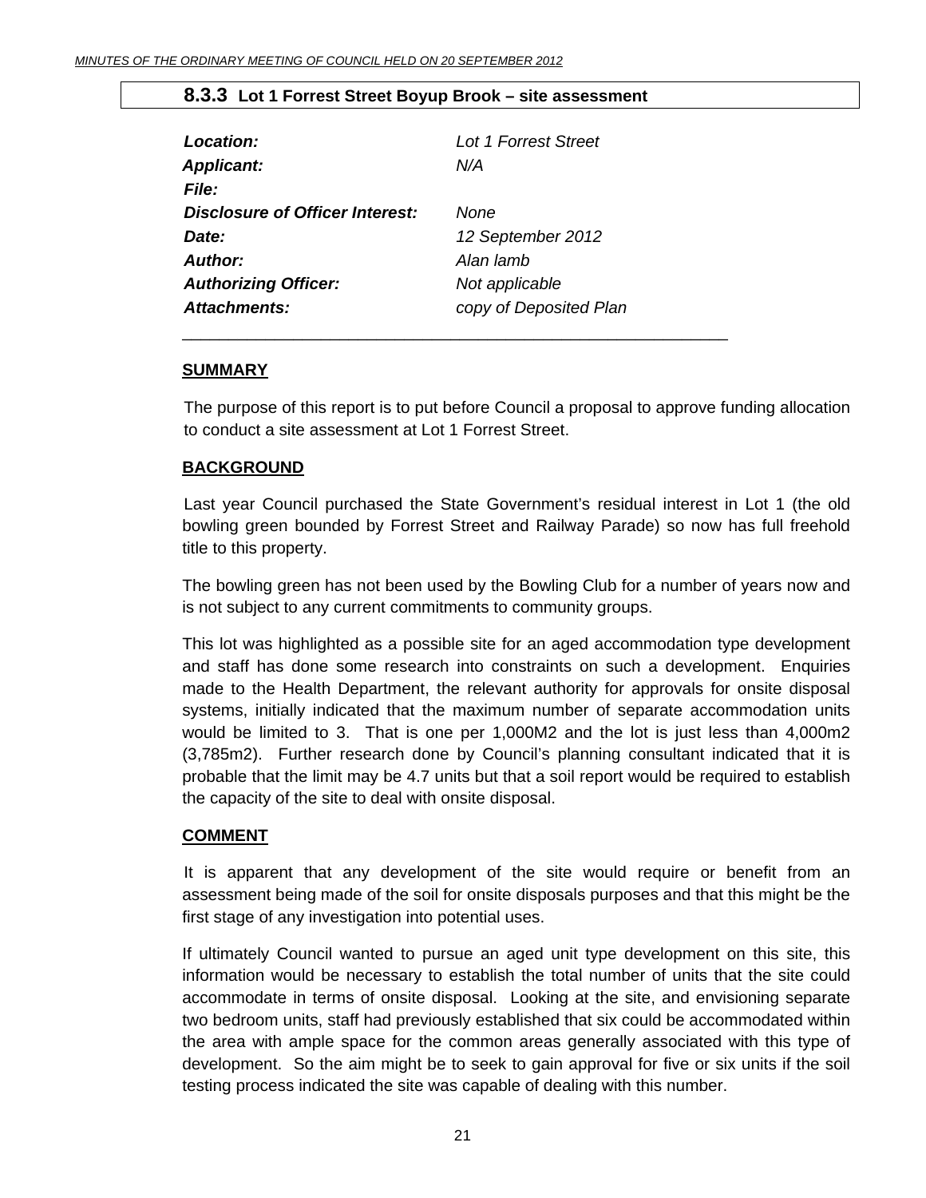### 8.3.3 Lot 1 Forrest Street Boyup Brook – site assessment

| | |
|---|---|
| ***Location:*** | *Lot 1 Forrest Street* |
| ***Applicant:*** | *N/A* |
| ***File:*** | |
| ***Disclosure of Officer Interest:*** | *None* |
| ***Date:*** | *12 September 2012* |
| ***Author:*** | *Alan lamb* |
| ***Authorizing Officer:*** | *Not applicable* |
| ***Attachments:*** | *copy of Deposited Plan* |

---

**SUMMARY**

The purpose of this report is to put before Council a proposal to approve funding allocation to conduct a site assessment at Lot 1 Forrest Street.

**BACKGROUND**

Last year Council purchased the State Government's residual interest in Lot 1 (the old bowling green bounded by Forrest Street and Railway Parade) so now has full freehold title to this property.

The bowling green has not been used by the Bowling Club for a number of years now and is not subject to any current commitments to community groups.

This lot was highlighted as a possible site for an aged accommodation type development and staff has done some research into constraints on such a development. Enquiries made to the Health Department, the relevant authority for approvals for onsite disposal systems, initially indicated that the maximum number of separate accommodation units would be limited to 3. That is one per 1,000M2 and the lot is just less than 4,000m2 (3,785m2). Further research done by Council's planning consultant indicated that it is probable that the limit may be 4.7 units but that a soil report would be required to establish the capacity of the site to deal with onsite disposal.

**COMMENT**

It is apparent that any development of the site would require or benefit from an assessment being made of the soil for onsite disposals purposes and that this might be the first stage of any investigation into potential uses.

If ultimately Council wanted to pursue an aged unit type development on this site, this information would be necessary to establish the total number of units that the site could accommodate in terms of onsite disposal. Looking at the site, and envisioning separate two bedroom units, staff had previously established that six could be accommodated within the area with ample space for the common areas generally associated with this type of development. So the aim might be to seek to gain approval for five or six units if the soil testing process indicated the site was capable of dealing with this number.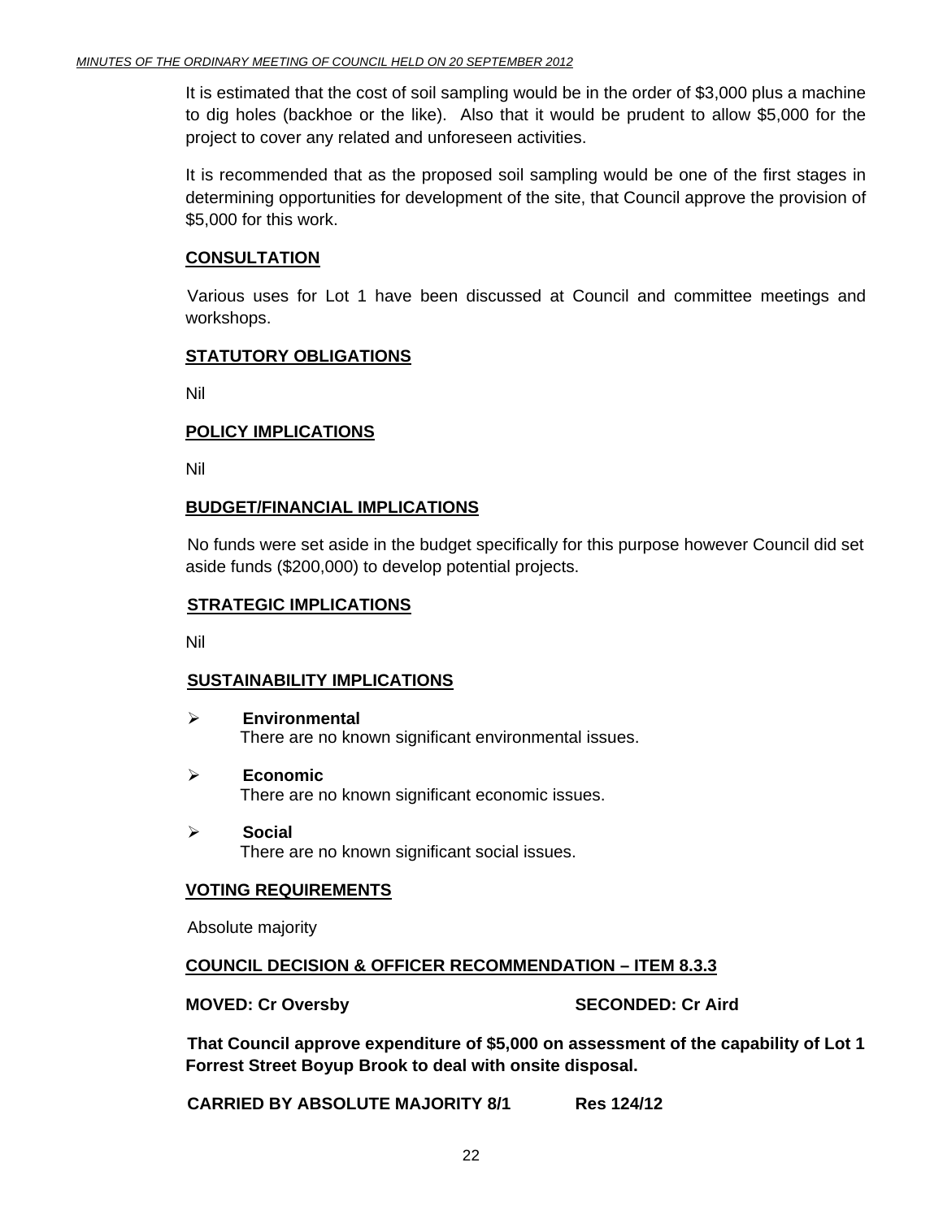It is estimated that the cost of soil sampling would be in the order of $3,000 plus a machine to dig holes (backhoe or the like). Also that it would be prudent to allow $5,000 for the project to cover any related and unforeseen activities.

It is recommended that as the proposed soil sampling would be one of the first stages in determining opportunities for development of the site, that Council approve the provision of $5,000 for this work.

**CONSULTATION**

Various uses for Lot 1 have been discussed at Council and committee meetings and workshops.

**STATUTORY OBLIGATIONS**

Nil

**POLICY IMPLICATIONS**

Nil

**BUDGET/FINANCIAL IMPLICATIONS**

No funds were set aside in the budget specifically for this purpose however Council did set aside funds ($200,000) to develop potential projects.

**STRATEGIC IMPLICATIONS**

Nil

**SUSTAINABILITY IMPLICATIONS**

- **Environmental**
  There are no known significant environmental issues.
- **Economic**
  There are no known significant economic issues.
- **Social**
  There are no known significant social issues.

**VOTING REQUIREMENTS**

Absolute majority

**COUNCIL DECISION & OFFICER RECOMMENDATION – ITEM 8.3.3**

**MOVED: Cr Oversby** **SECONDED: Cr Aird**

**That Council approve expenditure of $5,000 on assessment of the capability of Lot 1 Forrest Street Boyup Brook to deal with onsite disposal.**

**CARRIED BY ABSOLUTE MAJORITY 8/1** **Res 124/12**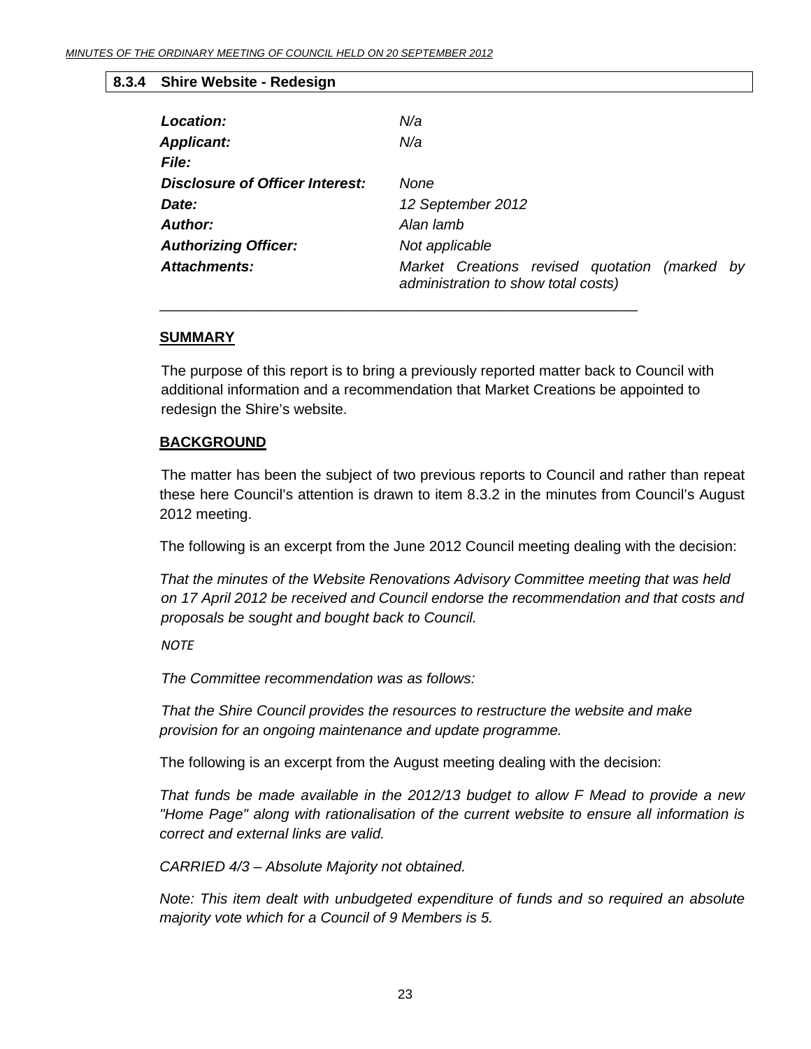### 8.3.4 Shire Website - Redesign

| | |
|---|---|
| ***Location:*** | *N/a* |
| ***Applicant:*** | *N/a* |
| ***File:*** | |
| ***Disclosure of Officer Interest:*** | *None* |
| ***Date:*** | *12 September 2012* |
| ***Author:*** | *Alan lamb* |
| ***Authorizing Officer:*** | *Not applicable* |
| ***Attachments:*** | *Market Creations revised quotation (marked by administration to show total costs)* |

---

**SUMMARY**

The purpose of this report is to bring a previously reported matter back to Council with additional information and a recommendation that Market Creations be appointed to redesign the Shire's website.

**BACKGROUND**

The matter has been the subject of two previous reports to Council and rather than repeat these here Council's attention is drawn to item 8.3.2 in the minutes from Council's August 2012 meeting.

The following is an excerpt from the June 2012 Council meeting dealing with the decision:

*That the minutes of the Website Renovations Advisory Committee meeting that was held on 17 April 2012 be received and Council endorse the recommendation and that costs and proposals be sought and bought back to Council.*

*NOTE*

*The Committee recommendation was as follows:*

*That the Shire Council provides the resources to restructure the website and make provision for an ongoing maintenance and update programme.*

The following is an excerpt from the August meeting dealing with the decision:

*That funds be made available in the 2012/13 budget to allow F Mead to provide a new "Home Page" along with rationalisation of the current website to ensure all information is correct and external links are valid.*

*CARRIED 4/3 – Absolute Majority not obtained.*

*Note: This item dealt with unbudgeted expenditure of funds and so required an absolute majority vote which for a Council of 9 Members is 5.*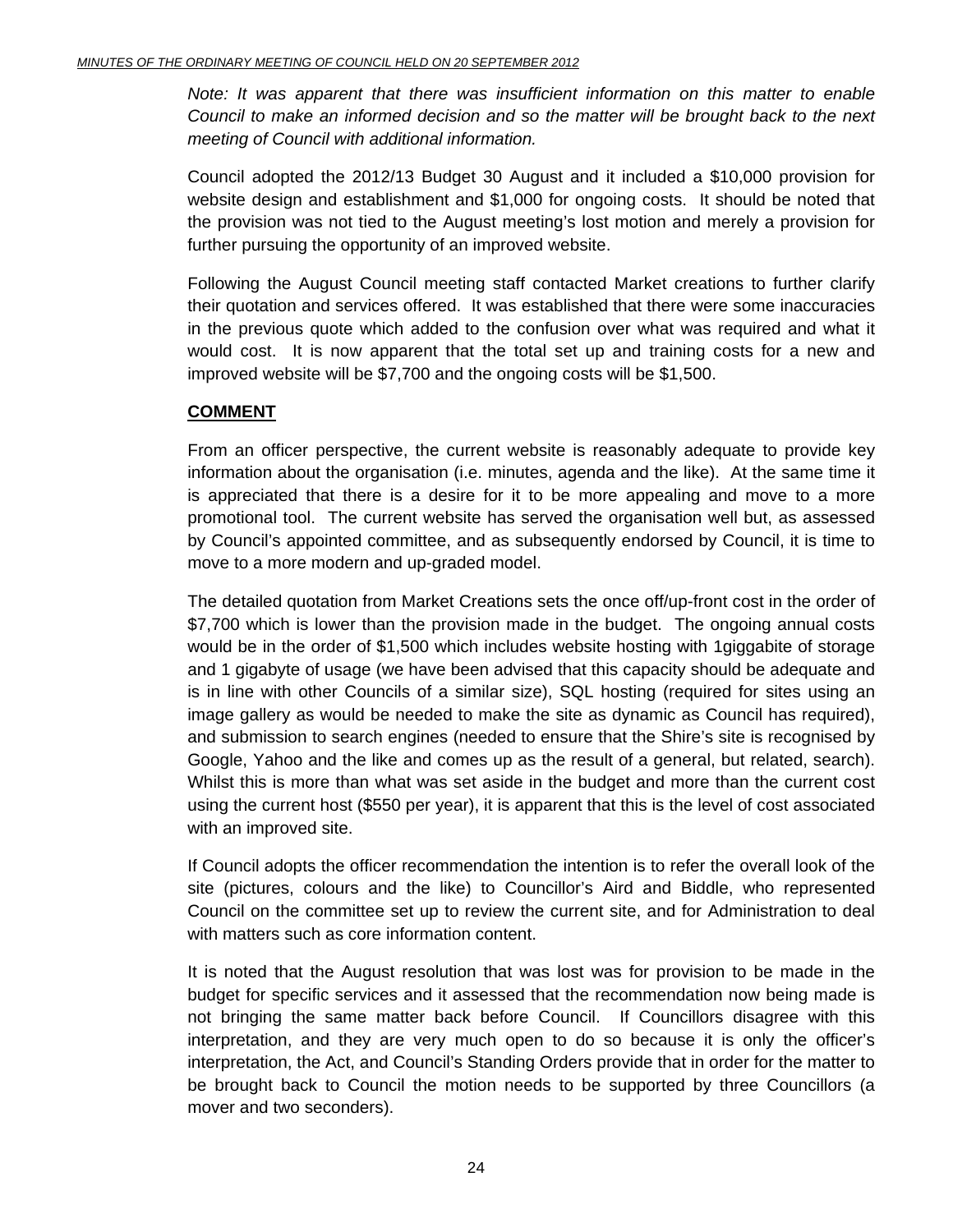*Note: It was apparent that there was insufficient information on this matter to enable Council to make an informed decision and so the matter will be brought back to the next meeting of Council with additional information.*

Council adopted the 2012/13 Budget 30 August and it included a $10,000 provision for website design and establishment and $1,000 for ongoing costs. It should be noted that the provision was not tied to the August meeting's lost motion and merely a provision for further pursuing the opportunity of an improved website.

Following the August Council meeting staff contacted Market creations to further clarify their quotation and services offered. It was established that there were some inaccuracies in the previous quote which added to the confusion over what was required and what it would cost. It is now apparent that the total set up and training costs for a new and improved website will be $7,700 and the ongoing costs will be $1,500.

**COMMENT**

From an officer perspective, the current website is reasonably adequate to provide key information about the organisation (i.e. minutes, agenda and the like). At the same time it is appreciated that there is a desire for it to be more appealing and move to a more promotional tool. The current website has served the organisation well but, as assessed by Council's appointed committee, and as subsequently endorsed by Council, it is time to move to a more modern and up-graded model.

The detailed quotation from Market Creations sets the once off/up-front cost in the order of $7,700 which is lower than the provision made in the budget. The ongoing annual costs would be in the order of $1,500 which includes website hosting with 1giggabite of storage and 1 gigabyte of usage (we have been advised that this capacity should be adequate and is in line with other Councils of a similar size), SQL hosting (required for sites using an image gallery as would be needed to make the site as dynamic as Council has required), and submission to search engines (needed to ensure that the Shire's site is recognised by Google, Yahoo and the like and comes up as the result of a general, but related, search). Whilst this is more than what was set aside in the budget and more than the current cost using the current host ($550 per year), it is apparent that this is the level of cost associated with an improved site.

If Council adopts the officer recommendation the intention is to refer the overall look of the site (pictures, colours and the like) to Councillor's Aird and Biddle, who represented Council on the committee set up to review the current site, and for Administration to deal with matters such as core information content.

It is noted that the August resolution that was lost was for provision to be made in the budget for specific services and it assessed that the recommendation now being made is not bringing the same matter back before Council. If Councillors disagree with this interpretation, and they are very much open to do so because it is only the officer's interpretation, the Act, and Council's Standing Orders provide that in order for the matter to be brought back to Council the motion needs to be supported by three Councillors (a mover and two seconders).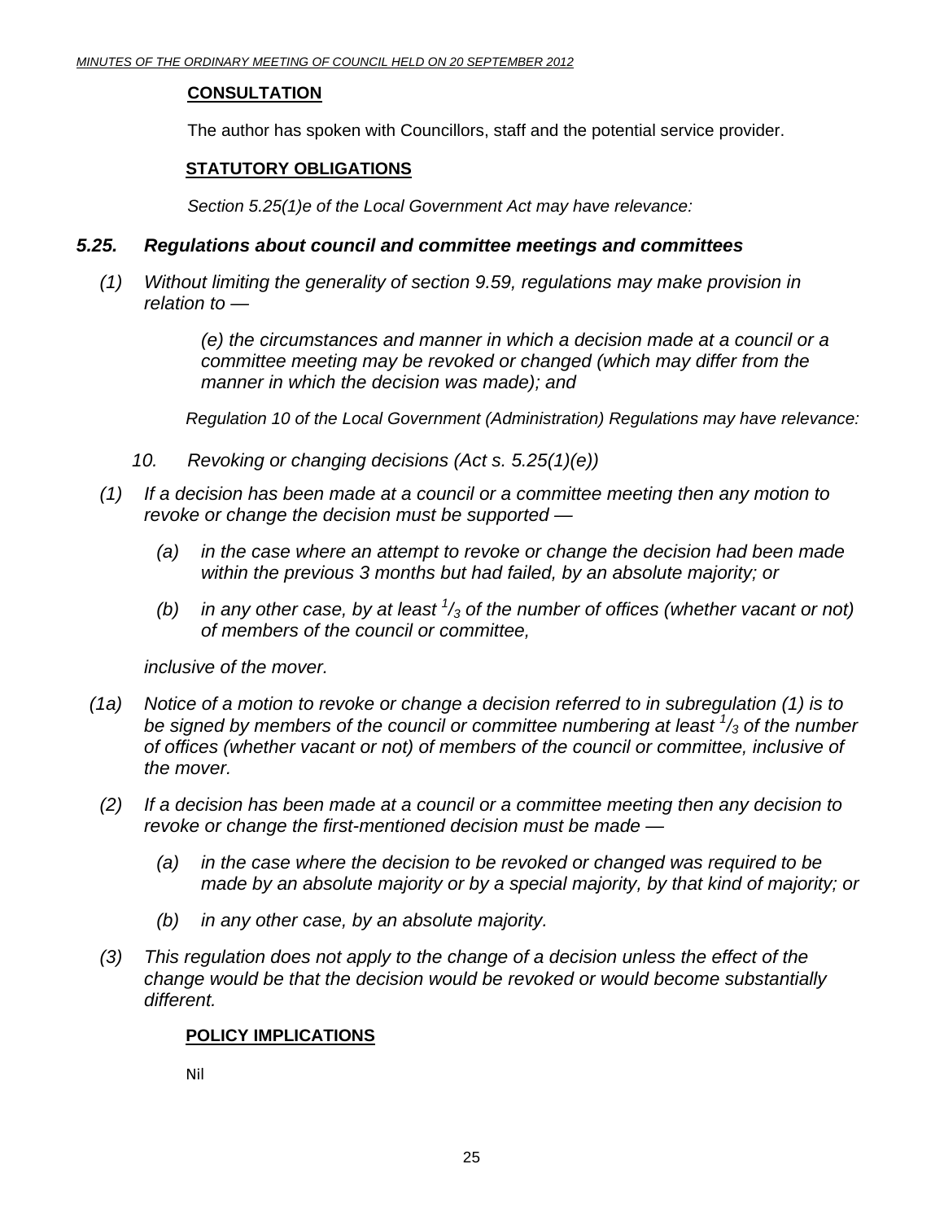**CONSULTATION**

The author has spoken with Councillors, staff and the potential service provider.

**STATUTORY OBLIGATIONS**

*Section 5.25(1)e of the Local Government Act may have relevance:*

### *5.25. Regulations about council and committee meetings and committees*

*(1) Without limiting the generality of section 9.59, regulations may make provision in relation to —*

*(e) the circumstances and manner in which a decision made at a council or a committee meeting may be revoked or changed (which may differ from the manner in which the decision was made); and*

*Regulation 10 of the Local Government (Administration) Regulations may have relevance:*

*10. Revoking or changing decisions (Act s. 5.25(1)(e))*

*(1) If a decision has been made at a council or a committee meeting then any motion to revoke or change the decision must be supported —*

*(a) in the case where an attempt to revoke or change the decision had been made within the previous 3 months but had failed, by an absolute majority; or*

*(b) in any other case, by at least $^1/_3$ of the number of offices (whether vacant or not) of members of the council or committee,*

*inclusive of the mover.*

*(1a) Notice of a motion to revoke or change a decision referred to in subregulation (1) is to be signed by members of the council or committee numbering at least $^1/_3$ of the number of offices (whether vacant or not) of members of the council or committee, inclusive of the mover.*

*(2) If a decision has been made at a council or a committee meeting then any decision to revoke or change the first-mentioned decision must be made —*

*(a) in the case where the decision to be revoked or changed was required to be made by an absolute majority or by a special majority, by that kind of majority; or*

*(b) in any other case, by an absolute majority.*

*(3) This regulation does not apply to the change of a decision unless the effect of the change would be that the decision would be revoked or would become substantially different.*

**POLICY IMPLICATIONS**

Nil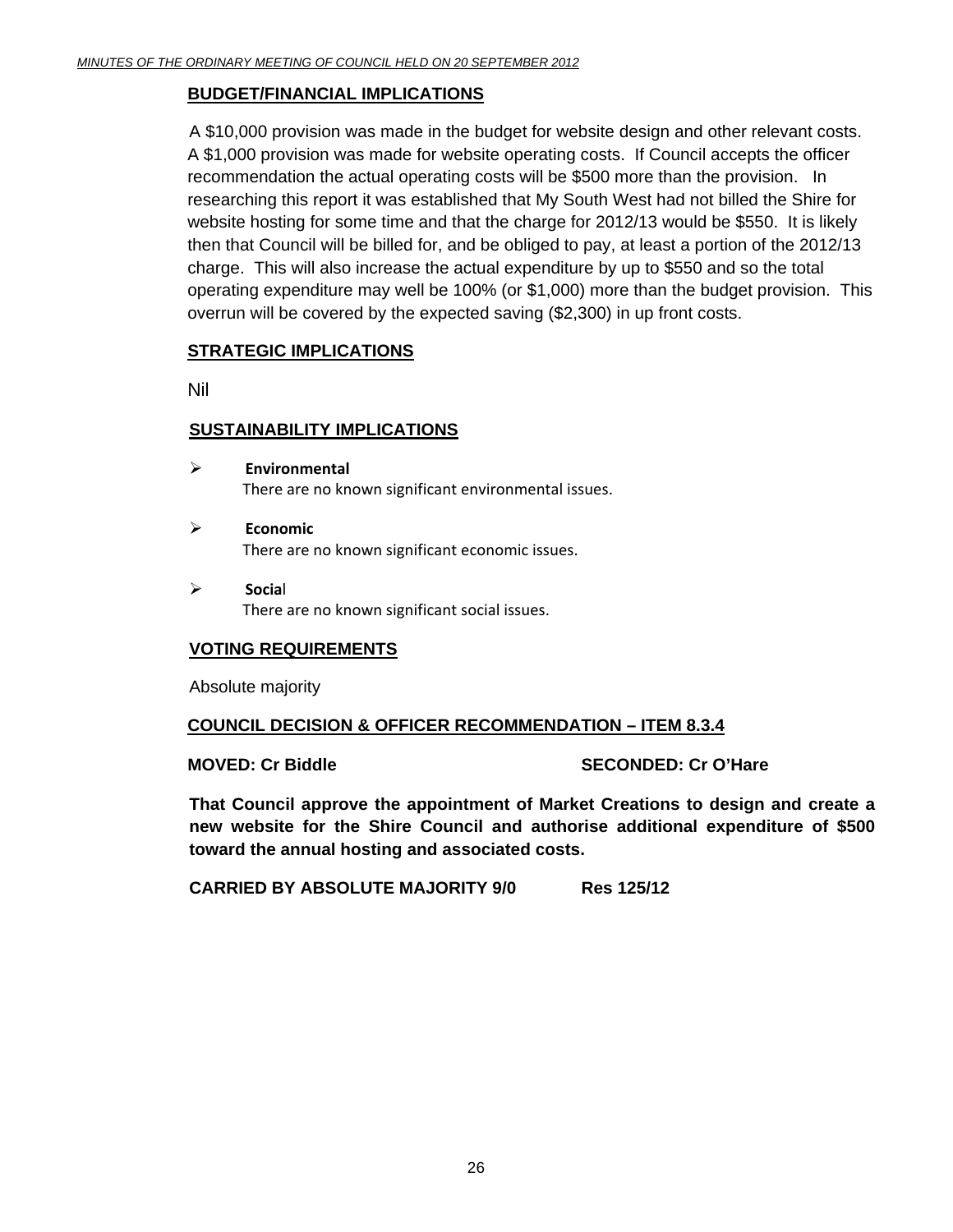## BUDGET/FINANCIAL IMPLICATIONS

A $10,000 provision was made in the budget for website design and other relevant costs. A $1,000 provision was made for website operating costs. If Council accepts the officer recommendation the actual operating costs will be $500 more than the provision. In researching this report it was established that My South West had not billed the Shire for website hosting for some time and that the charge for 2012/13 would be $550. It is likely then that Council will be billed for, and be obliged to pay, at least a portion of the 2012/13 charge. This will also increase the actual expenditure by up to $550 and so the total operating expenditure may well be 100% (or $1,000) more than the budget provision. This overrun will be covered by the expected saving ($2,300) in up front costs.

## STRATEGIC IMPLICATIONS

Nil

## SUSTAINABILITY IMPLICATIONS

- **Environmental**
  There are no known significant environmental issues.
- **Economic**
  There are no known significant economic issues.
- **Social**
  There are no known significant social issues.

## VOTING REQUIREMENTS

Absolute majority

## COUNCIL DECISION & OFFICER RECOMMENDATION – ITEM 8.3.4

**MOVED: Cr Biddle** **SECONDED: Cr O'Hare**

**That Council approve the appointment of Market Creations to design and create a new website for the Shire Council and authorise additional expenditure of $500 toward the annual hosting and associated costs.**

**CARRIED BY ABSOLUTE MAJORITY 9/0** **Res 125/12**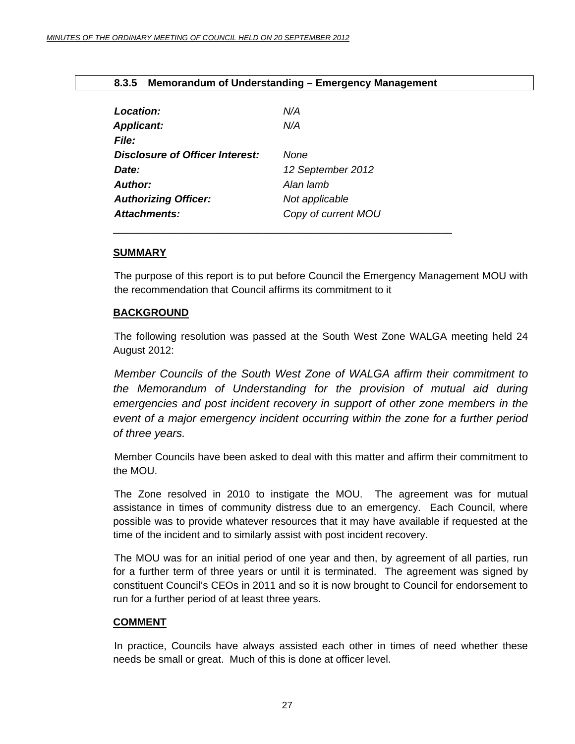## 8.3.5 Memorandum of Understanding – Emergency Management

| | |
|---|---|
| ***Location:*** | *N/A* |
| ***Applicant:*** | *N/A* |
| ***File:*** | |
| ***Disclosure of Officer Interest:*** | *None* |
| ***Date:*** | *12 September 2012* |
| ***Author:*** | *Alan lamb* |
| ***Authorizing Officer:*** | *Not applicable* |
| ***Attachments:*** | *Copy of current MOU* |

**SUMMARY**

The purpose of this report is to put before Council the Emergency Management MOU with the recommendation that Council affirms its commitment to it

**BACKGROUND**

The following resolution was passed at the South West Zone WALGA meeting held 24 August 2012:

*Member Councils of the South West Zone of WALGA affirm their commitment to the Memorandum of Understanding for the provision of mutual aid during emergencies and post incident recovery in support of other zone members in the event of a major emergency incident occurring within the zone for a further period of three years.*

Member Councils have been asked to deal with this matter and affirm their commitment to the MOU.

The Zone resolved in 2010 to instigate the MOU. The agreement was for mutual assistance in times of community distress due to an emergency. Each Council, where possible was to provide whatever resources that it may have available if requested at the time of the incident and to similarly assist with post incident recovery.

The MOU was for an initial period of one year and then, by agreement of all parties, run for a further term of three years or until it is terminated. The agreement was signed by constituent Council's CEOs in 2011 and so it is now brought to Council for endorsement to run for a further period of at least three years.

**COMMENT**

In practice, Councils have always assisted each other in times of need whether these needs be small or great. Much of this is done at officer level.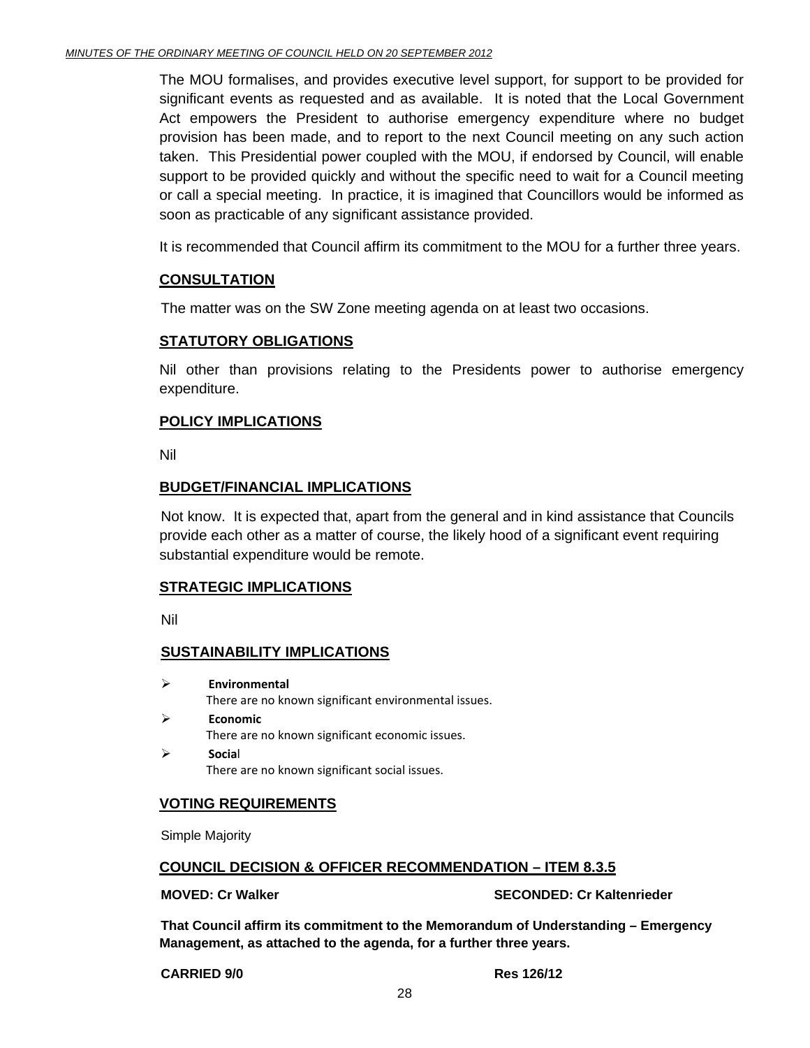The MOU formalises, and provides executive level support, for support to be provided for significant events as requested and as available. It is noted that the Local Government Act empowers the President to authorise emergency expenditure where no budget provision has been made, and to report to the next Council meeting on any such action taken. This Presidential power coupled with the MOU, if endorsed by Council, will enable support to be provided quickly and without the specific need to wait for a Council meeting or call a special meeting. In practice, it is imagined that Councillors would be informed as soon as practicable of any significant assistance provided.

It is recommended that Council affirm its commitment to the MOU for a further three years.

## CONSULTATION

The matter was on the SW Zone meeting agenda on at least two occasions.

## STATUTORY OBLIGATIONS

Nil other than provisions relating to the Presidents power to authorise emergency expenditure.

## POLICY IMPLICATIONS

Nil

## BUDGET/FINANCIAL IMPLICATIONS

Not know. It is expected that, apart from the general and in kind assistance that Councils provide each other as a matter of course, the likely hood of a significant event requiring substantial expenditure would be remote.

## STRATEGIC IMPLICATIONS

Nil

## SUSTAINABILITY IMPLICATIONS

- **Environmental**
  There are no known significant environmental issues.
- **Economic**
  There are no known significant economic issues.
- **Social**
  There are no known significant social issues.

## VOTING REQUIREMENTS

Simple Majority

## COUNCIL DECISION & OFFICER RECOMMENDATION – ITEM 8.3.5

**MOVED: Cr Walker** **SECONDED: Cr Kaltenrieder**

**That Council affirm its commitment to the Memorandum of Understanding – Emergency Management, as attached to the agenda, for a further three years.**

**CARRIED 9/0** **Res 126/12**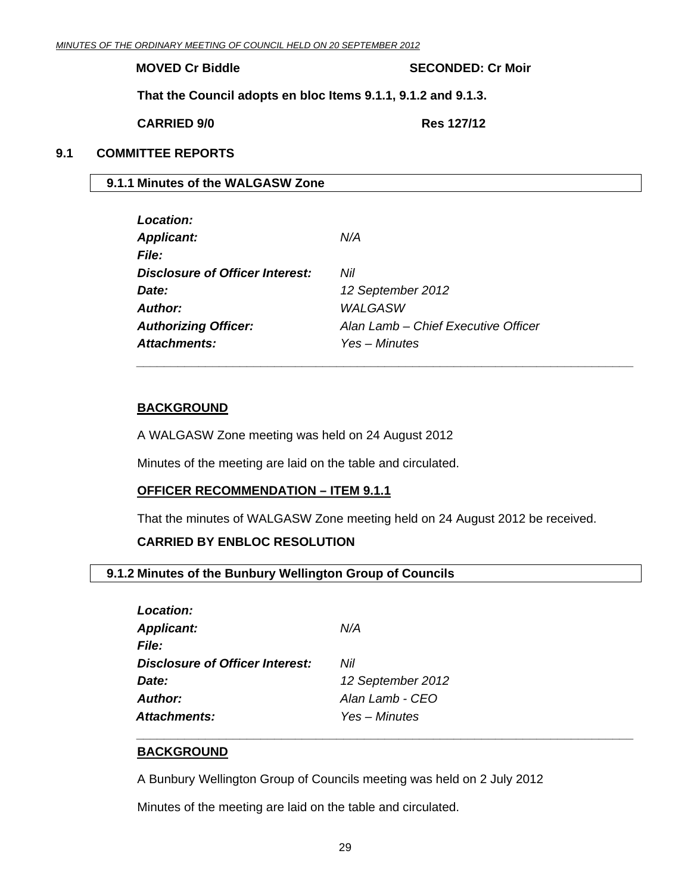**MOVED Cr Biddle SECONDED: Cr Moir**

**That the Council adopts en bloc Items 9.1.1, 9.1.2 and 9.1.3.**

**CARRIED 9/0 Res 127/12**

## 9.1 COMMITTEE REPORTS

### 9.1.1 Minutes of the WALGASW Zone

| | |
|---|---|
| ***Location:*** | |
| ***Applicant:*** | *N/A* |
| ***File:*** | |
| ***Disclosure of Officer Interest:*** | *Nil* |
| ***Date:*** | *12 September 2012* |
| ***Author:*** | *WALGASW* |
| ***Authorizing Officer:*** | *Alan Lamb – Chief Executive Officer* |
| ***Attachments:*** | *Yes – Minutes* |

**BACKGROUND**

A WALGASW Zone meeting was held on 24 August 2012

Minutes of the meeting are laid on the table and circulated.

**OFFICER RECOMMENDATION – ITEM 9.1.1**

That the minutes of WALGASW Zone meeting held on 24 August 2012 be received.

**CARRIED BY ENBLOC RESOLUTION**

### 9.1.2 Minutes of the Bunbury Wellington Group of Councils

| | |
|---|---|
| ***Location:*** | |
| ***Applicant:*** | *N/A* |
| ***File:*** | |
| ***Disclosure of Officer Interest:*** | *Nil* |
| ***Date:*** | *12 September 2012* |
| ***Author:*** | *Alan Lamb - CEO* |
| ***Attachments:*** | *Yes – Minutes* |

**BACKGROUND**

A Bunbury Wellington Group of Councils meeting was held on 2 July 2012

Minutes of the meeting are laid on the table and circulated.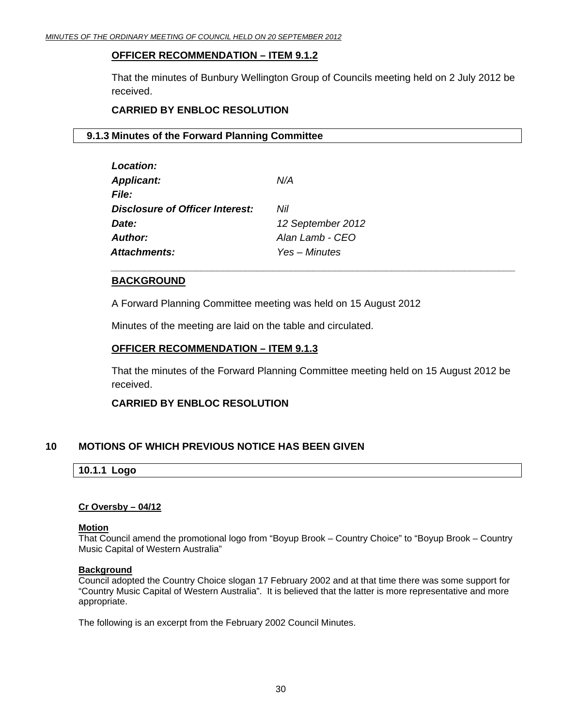**OFFICER RECOMMENDATION – ITEM 9.1.2**

That the minutes of Bunbury Wellington Group of Councils meeting held on 2 July 2012 be received.

**CARRIED BY ENBLOC RESOLUTION**

### 9.1.3 Minutes of the Forward Planning Committee

| | |
|---|---|
| ***Location:*** | |
| ***Applicant:*** | *N/A* |
| ***File:*** | |
| ***Disclosure of Officer Interest:*** | *Nil* |
| ***Date:*** | *12 September 2012* |
| ***Author:*** | *Alan Lamb - CEO* |
| ***Attachments:*** | *Yes – Minutes* |

**BACKGROUND**

A Forward Planning Committee meeting was held on 15 August 2012

Minutes of the meeting are laid on the table and circulated.

**OFFICER RECOMMENDATION – ITEM 9.1.3**

That the minutes of the Forward Planning Committee meeting held on 15 August 2012 be received.

**CARRIED BY ENBLOC RESOLUTION**

## 10 MOTIONS OF WHICH PREVIOUS NOTICE HAS BEEN GIVEN

### 10.1.1 Logo

**Cr Oversby – 04/12**

**Motion**

That Council amend the promotional logo from "Boyup Brook – Country Choice" to "Boyup Brook – Country Music Capital of Western Australia"

**Background**

Council adopted the Country Choice slogan 17 February 2002 and at that time there was some support for "Country Music Capital of Western Australia". It is believed that the latter is more representative and more appropriate.

The following is an excerpt from the February 2002 Council Minutes.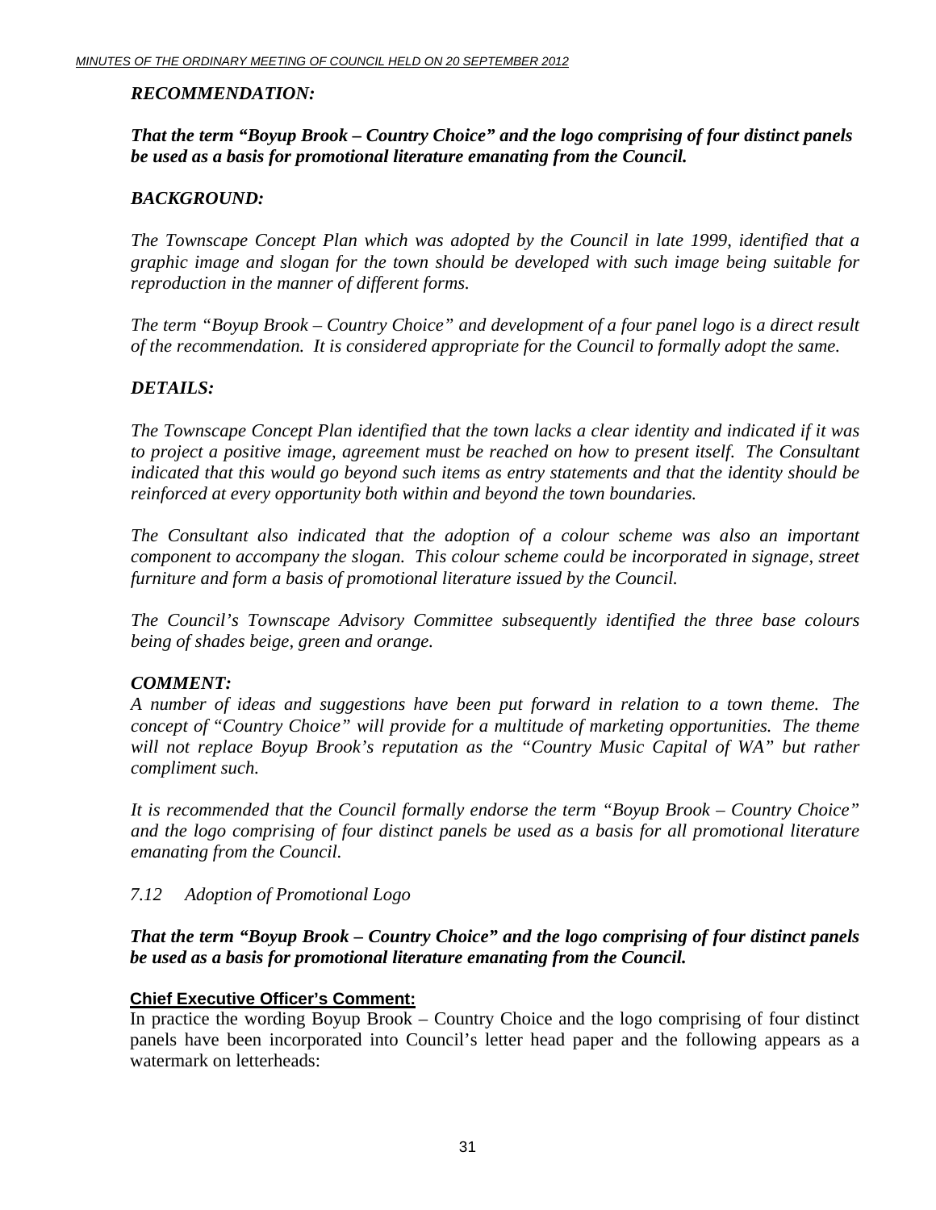***RECOMMENDATION:***

***That the term "Boyup Brook – Country Choice" and the logo comprising of four distinct panels be used as a basis for promotional literature emanating from the Council.***

***BACKGROUND:***

*The Townscape Concept Plan which was adopted by the Council in late 1999, identified that a graphic image and slogan for the town should be developed with such image being suitable for reproduction in the manner of different forms.*

*The term "Boyup Brook – Country Choice" and development of a four panel logo is a direct result of the recommendation. It is considered appropriate for the Council to formally adopt the same.*

***DETAILS:***

*The Townscape Concept Plan identified that the town lacks a clear identity and indicated if it was to project a positive image, agreement must be reached on how to present itself. The Consultant indicated that this would go beyond such items as entry statements and that the identity should be reinforced at every opportunity both within and beyond the town boundaries.*

*The Consultant also indicated that the adoption of a colour scheme was also an important component to accompany the slogan. This colour scheme could be incorporated in signage, street furniture and form a basis of promotional literature issued by the Council.*

*The Council's Townscape Advisory Committee subsequently identified the three base colours being of shades beige, green and orange.*

***COMMENT:***

*A number of ideas and suggestions have been put forward in relation to a town theme. The concept of "Country Choice" will provide for a multitude of marketing opportunities. The theme will not replace Boyup Brook's reputation as the "Country Music Capital of WA" but rather compliment such.*

*It is recommended that the Council formally endorse the term "Boyup Brook – Country Choice" and the logo comprising of four distinct panels be used as a basis for all promotional literature emanating from the Council.*

*7.12 Adoption of Promotional Logo*

***That the term "Boyup Brook – Country Choice" and the logo comprising of four distinct panels be used as a basis for promotional literature emanating from the Council.***

**Chief Executive Officer's Comment:**

In practice the wording Boyup Brook – Country Choice and the logo comprising of four distinct panels have been incorporated into Council's letter head paper and the following appears as a watermark on letterheads: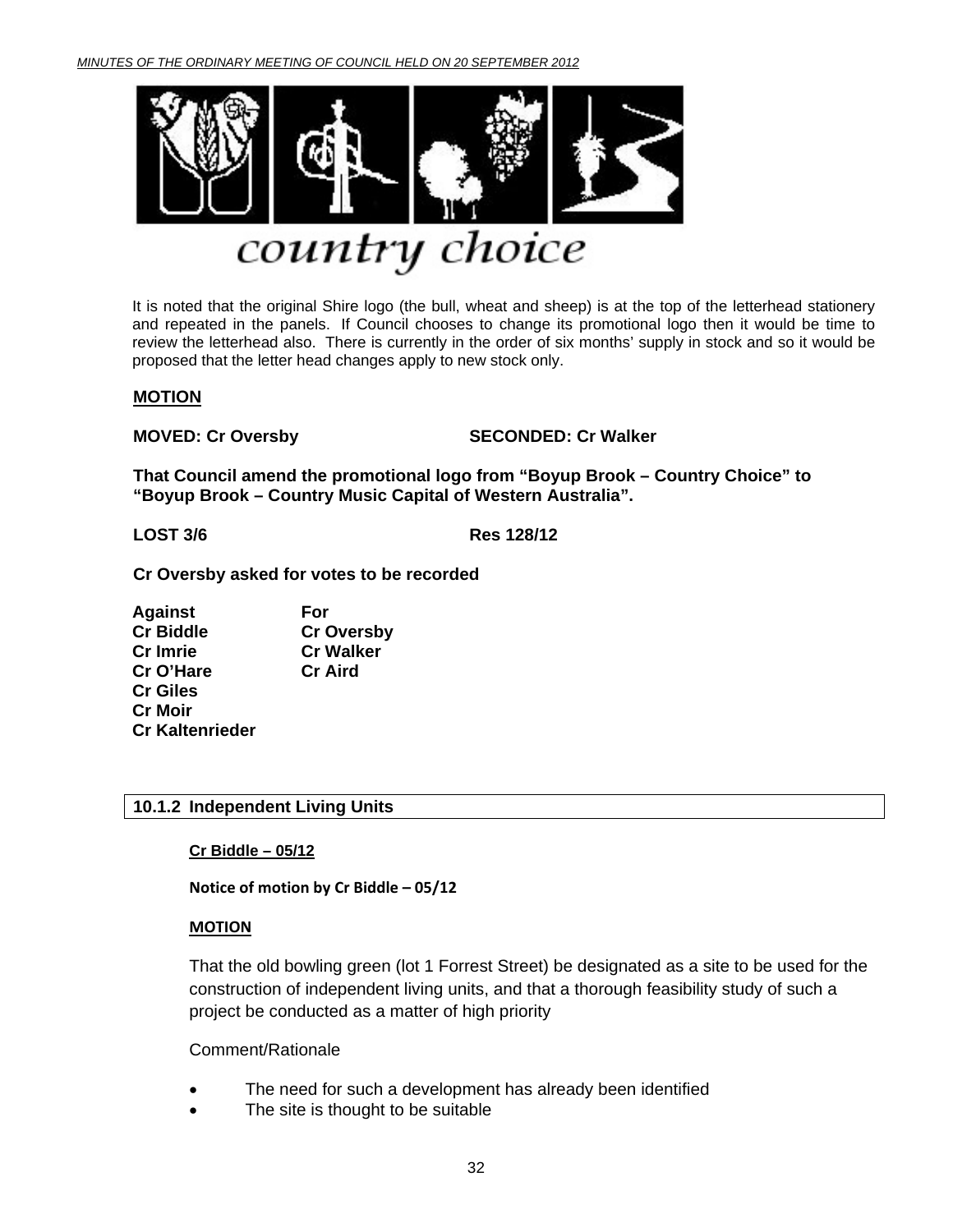country choice

It is noted that the original Shire logo (the bull, wheat and sheep) is at the top of the letterhead stationery and repeated in the panels. If Council chooses to change its promotional logo then it would be time to review the letterhead also. There is currently in the order of six months' supply in stock and so it would be proposed that the letter head changes apply to new stock only.

**MOTION**

**MOVED: Cr Oversby SECONDED: Cr Walker**

**That Council amend the promotional logo from "Boyup Brook – Country Choice" to "Boyup Brook – Country Music Capital of Western Australia".**

**LOST 3/6 Res 128/12**

**Cr Oversby asked for votes to be recorded**

| Against | For |
|---|---|
| Cr Biddle | Cr Oversby |
| Cr Imrie | Cr Walker |
| Cr O'Hare | Cr Aird |
| Cr Giles | |
| Cr Moir | |
| Cr Kaltenrieder | |

## 10.1.2 Independent Living Units

**Cr Biddle – 05/12**

**Notice of motion by Cr Biddle – 05/12**

**MOTION**

That the old bowling green (lot 1 Forrest Street) be designated as a site to be used for the construction of independent living units, and that a thorough feasibility study of such a project be conducted as a matter of high priority

Comment/Rationale

- The need for such a development has already been identified
- The site is thought to be suitable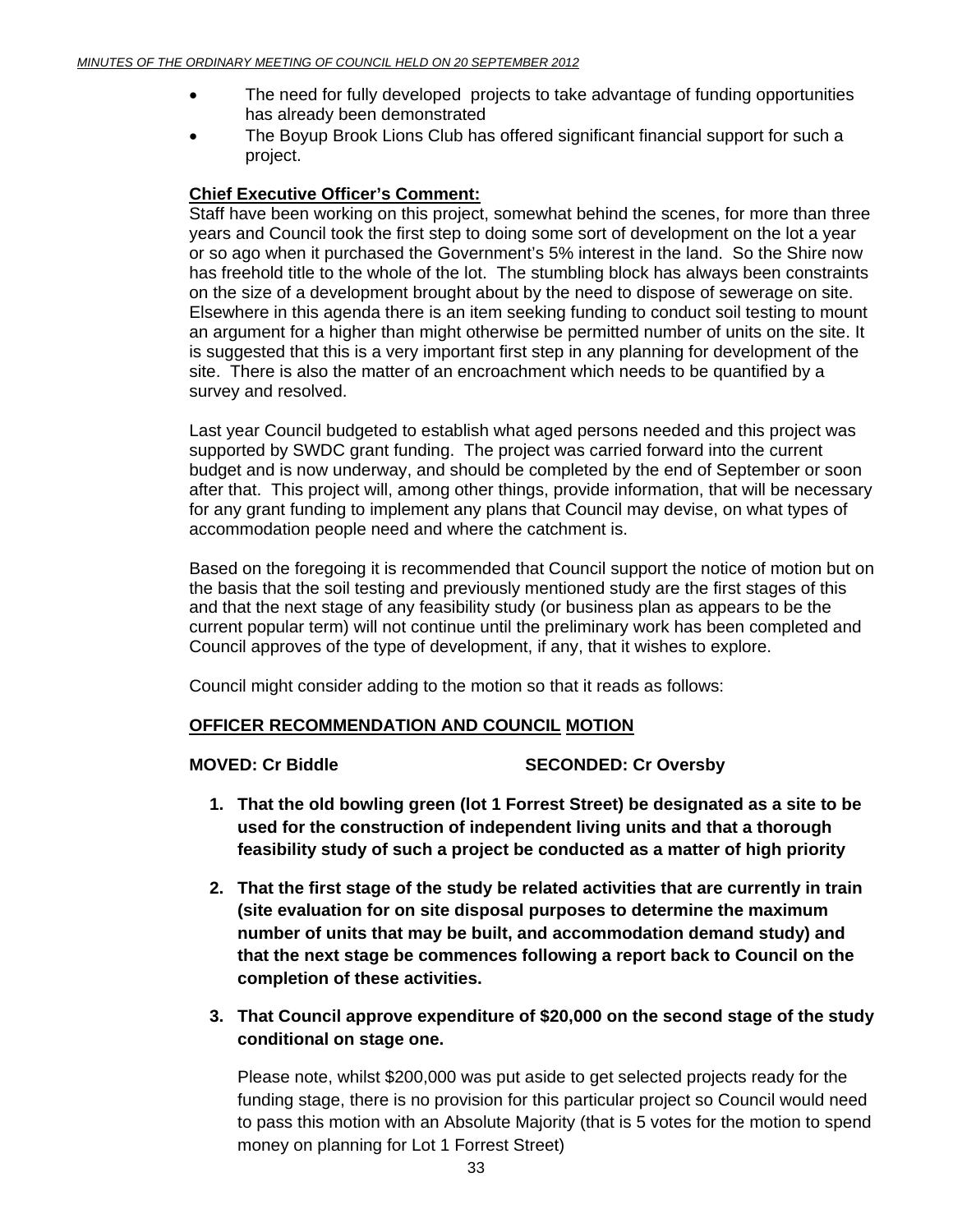- The need for fully developed projects to take advantage of funding opportunities has already been demonstrated
- The Boyup Brook Lions Club has offered significant financial support for such a project.

**Chief Executive Officer's Comment:**

Staff have been working on this project, somewhat behind the scenes, for more than three years and Council took the first step to doing some sort of development on the lot a year or so ago when it purchased the Government's 5% interest in the land. So the Shire now has freehold title to the whole of the lot. The stumbling block has always been constraints on the size of a development brought about by the need to dispose of sewerage on site. Elsewhere in this agenda there is an item seeking funding to conduct soil testing to mount an argument for a higher than might otherwise be permitted number of units on the site. It is suggested that this is a very important first step in any planning for development of the site. There is also the matter of an encroachment which needs to be quantified by a survey and resolved.

Last year Council budgeted to establish what aged persons needed and this project was supported by SWDC grant funding. The project was carried forward into the current budget and is now underway, and should be completed by the end of September or soon after that. This project will, among other things, provide information, that will be necessary for any grant funding to implement any plans that Council may devise, on what types of accommodation people need and where the catchment is.

Based on the foregoing it is recommended that Council support the notice of motion but on the basis that the soil testing and previously mentioned study are the first stages of this and that the next stage of any feasibility study (or business plan as appears to be the current popular term) will not continue until the preliminary work has been completed and Council approves of the type of development, if any, that it wishes to explore.

Council might consider adding to the motion so that it reads as follows:

**OFFICER RECOMMENDATION AND COUNCIL MOTION**

**MOVED: Cr Biddle SECONDED: Cr Oversby**

1. **That the old bowling green (lot 1 Forrest Street) be designated as a site to be used for the construction of independent living units and that a thorough feasibility study of such a project be conducted as a matter of high priority**

2. **That the first stage of the study be related activities that are currently in train (site evaluation for on site disposal purposes to determine the maximum number of units that may be built, and accommodation demand study) and that the next stage be commences following a report back to Council on the completion of these activities.**

3. **That Council approve expenditure of $20,000 on the second stage of the study conditional on stage one.**

   Please note, whilst $200,000 was put aside to get selected projects ready for the funding stage, there is no provision for this particular project so Council would need to pass this motion with an Absolute Majority (that is 5 votes for the motion to spend money on planning for Lot 1 Forrest Street)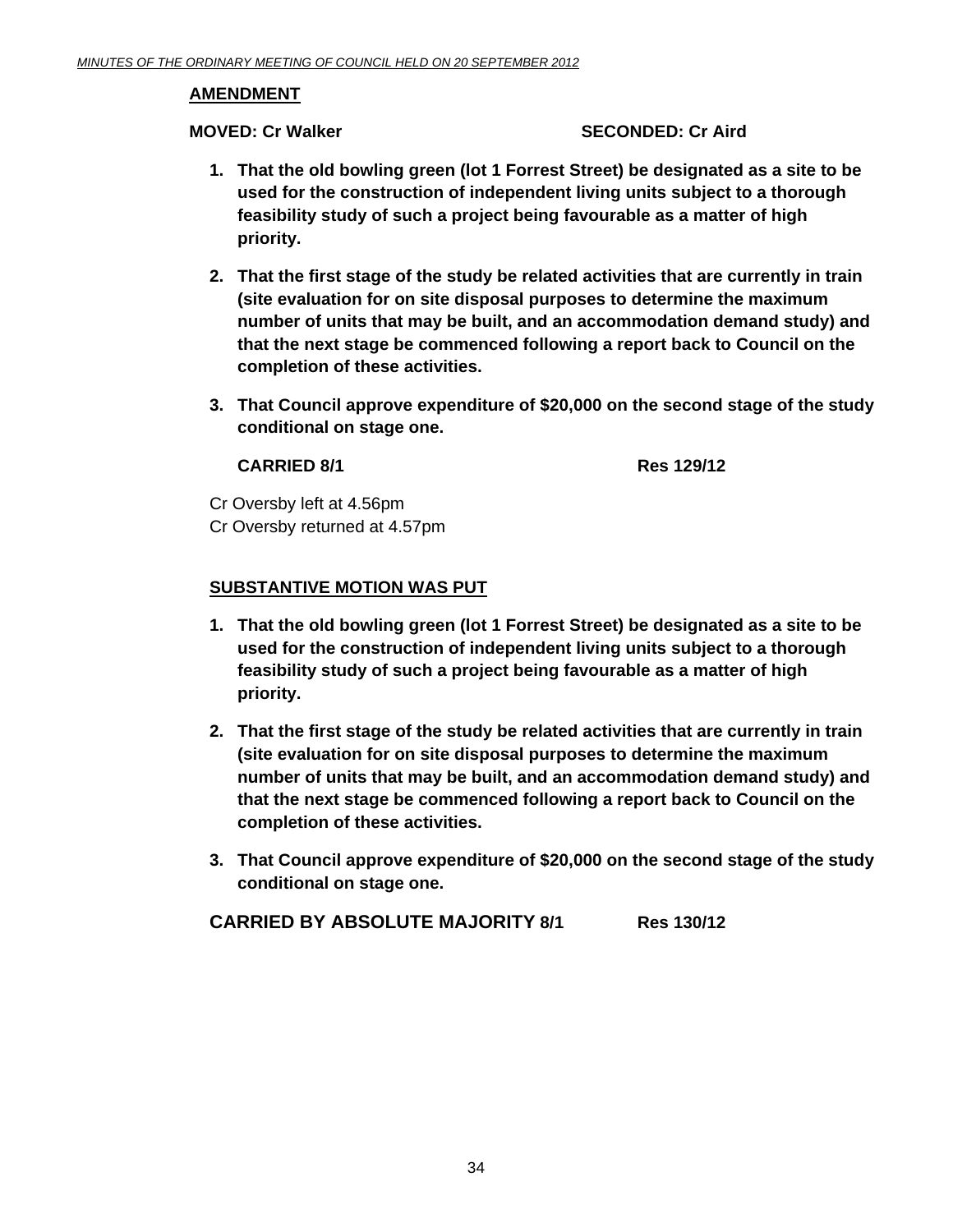**AMENDMENT**

**MOVED: Cr Walker SECONDED: Cr Aird**

1. **That the old bowling green (lot 1 Forrest Street) be designated as a site to be used for the construction of independent living units subject to a thorough feasibility study of such a project being favourable as a matter of high priority.**

2. **That the first stage of the study be related activities that are currently in train (site evaluation for on site disposal purposes to determine the maximum number of units that may be built, and an accommodation demand study) and that the next stage be commenced following a report back to Council on the completion of these activities.**

3. **That Council approve expenditure of $20,000 on the second stage of the study conditional on stage one.**

**CARRIED 8/1 Res 129/12**

Cr Oversby left at 4.56pm
Cr Oversby returned at 4.57pm

**SUBSTANTIVE MOTION WAS PUT**

1. **That the old bowling green (lot 1 Forrest Street) be designated as a site to be used for the construction of independent living units subject to a thorough feasibility study of such a project being favourable as a matter of high priority.**

2. **That the first stage of the study be related activities that are currently in train (site evaluation for on site disposal purposes to determine the maximum number of units that may be built, and an accommodation demand study) and that the next stage be commenced following a report back to Council on the completion of these activities.**

3. **That Council approve expenditure of $20,000 on the second stage of the study conditional on stage one.**

**CARRIED BY ABSOLUTE MAJORITY 8/1 Res 130/12**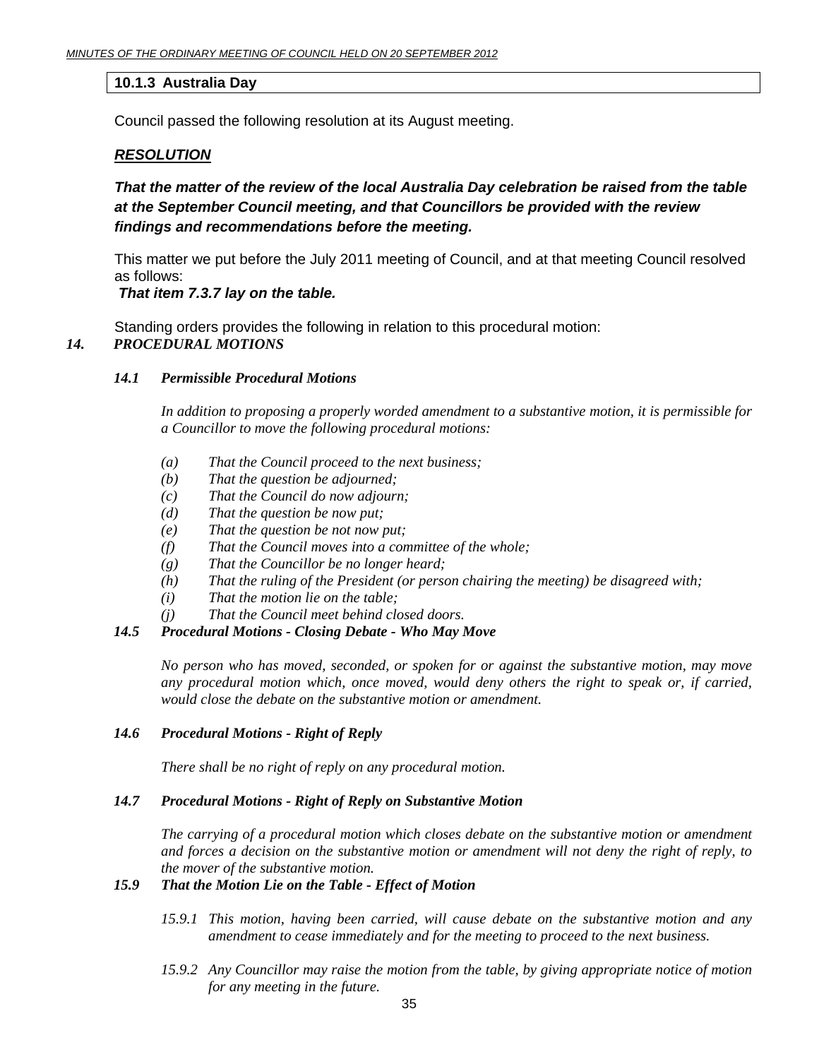### 10.1.3 Australia Day

Council passed the following resolution at its August meeting.

***RESOLUTION***

***That the matter of the review of the local Australia Day celebration be raised from the table at the September Council meeting, and that Councillors be provided with the review findings and recommendations before the meeting.***

This matter we put before the July 2011 meeting of Council, and at that meeting Council resolved as follows:

***That item 7.3.7 lay on the table.***

Standing orders provides the following in relation to this procedural motion:

***14. PROCEDURAL MOTIONS***

***14.1 Permissible Procedural Motions***

*In addition to proposing a properly worded amendment to a substantive motion, it is permissible for a Councillor to move the following procedural motions:*

- *(a) That the Council proceed to the next business;*
- *(b) That the question be adjourned;*
- *(c) That the Council do now adjourn;*
- *(d) That the question be now put;*
- *(e) That the question be not now put;*
- *(f) That the Council moves into a committee of the whole;*
- *(g) That the Councillor be no longer heard;*
- *(h) That the ruling of the President (or person chairing the meeting) be disagreed with;*
- *(i) That the motion lie on the table;*
- *(j) That the Council meet behind closed doors.*

***14.5 Procedural Motions - Closing Debate - Who May Move***

*No person who has moved, seconded, or spoken for or against the substantive motion, may move any procedural motion which, once moved, would deny others the right to speak or, if carried, would close the debate on the substantive motion or amendment.*

***14.6 Procedural Motions - Right of Reply***

*There shall be no right of reply on any procedural motion.*

***14.7 Procedural Motions - Right of Reply on Substantive Motion***

*The carrying of a procedural motion which closes debate on the substantive motion or amendment and forces a decision on the substantive motion or amendment will not deny the right of reply, to the mover of the substantive motion.*

***15.9 That the Motion Lie on the Table - Effect of Motion***

*15.9.1 This motion, having been carried, will cause debate on the substantive motion and any amendment to cease immediately and for the meeting to proceed to the next business.*

*15.9.2 Any Councillor may raise the motion from the table, by giving appropriate notice of motion for any meeting in the future.*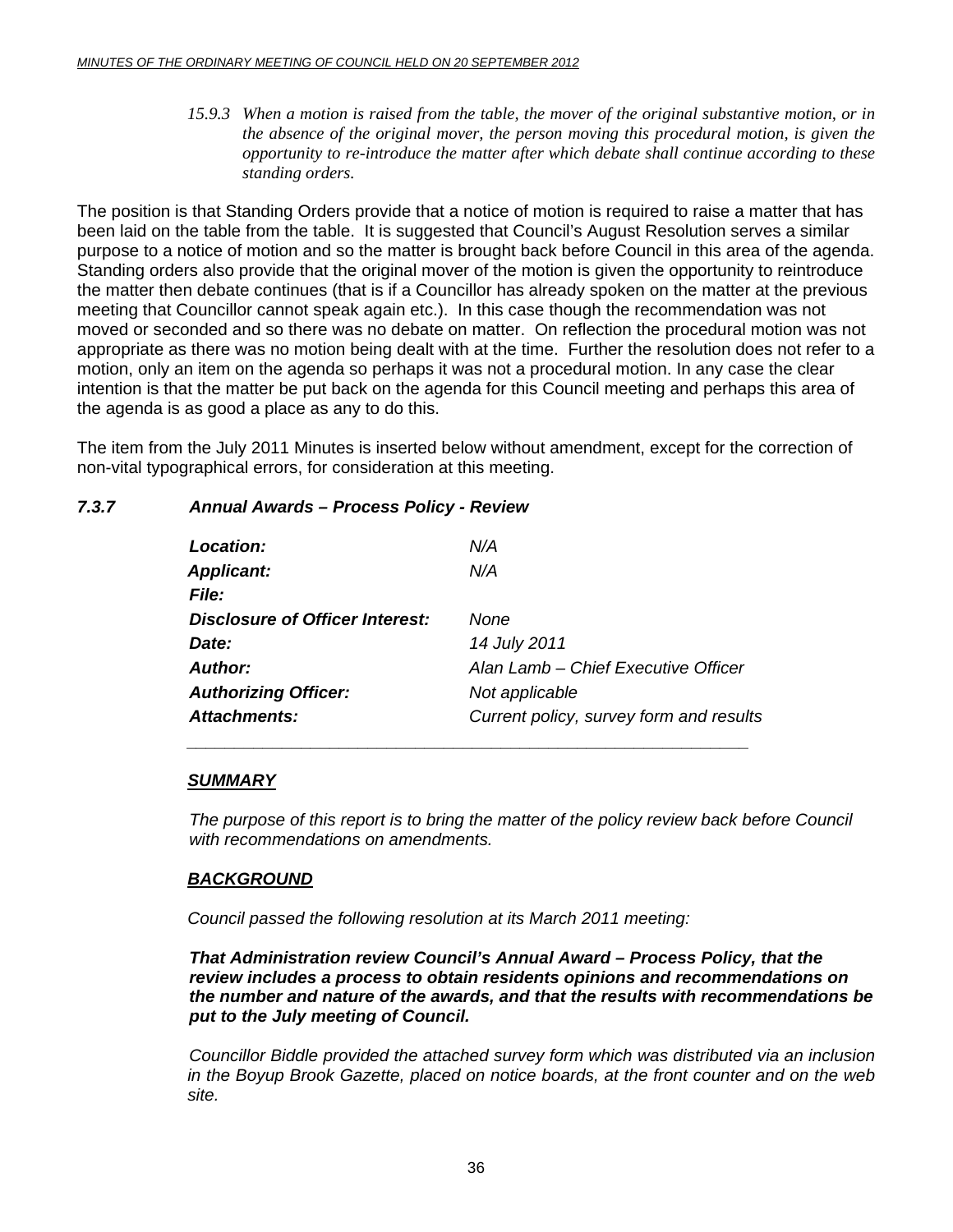*15.9.3 When a motion is raised from the table, the mover of the original substantive motion, or in the absence of the original mover, the person moving this procedural motion, is given the opportunity to re-introduce the matter after which debate shall continue according to these standing orders.*

The position is that Standing Orders provide that a notice of motion is required to raise a matter that has been laid on the table from the table. It is suggested that Council's August Resolution serves a similar purpose to a notice of motion and so the matter is brought back before Council in this area of the agenda. Standing orders also provide that the original mover of the motion is given the opportunity to reintroduce the matter then debate continues (that is if a Councillor has already spoken on the matter at the previous meeting that Councillor cannot speak again etc.). In this case though the recommendation was not moved or seconded and so there was no debate on matter. On reflection the procedural motion was not appropriate as there was no motion being dealt with at the time. Further the resolution does not refer to a motion, only an item on the agenda so perhaps it was not a procedural motion. In any case the clear intention is that the matter be put back on the agenda for this Council meeting and perhaps this area of the agenda is as good a place as any to do this.

The item from the July 2011 Minutes is inserted below without amendment, except for the correction of non-vital typographical errors, for consideration at this meeting.

### *7.3.7 Annual Awards – Process Policy - Review*

| | |
|---|---|
| ***Location:*** | *N/A* |
| ***Applicant:*** | *N/A* |
| ***File:*** | |
| ***Disclosure of Officer Interest:*** | *None* |
| ***Date:*** | *14 July 2011* |
| ***Author:*** | *Alan Lamb – Chief Executive Officer* |
| ***Authorizing Officer:*** | *Not applicable* |
| ***Attachments:*** | *Current policy, survey form and results* |

#### ***SUMMARY***

*The purpose of this report is to bring the matter of the policy review back before Council with recommendations on amendments.*

#### ***BACKGROUND***

*Council passed the following resolution at its March 2011 meeting:*

***That Administration review Council's Annual Award – Process Policy, that the review includes a process to obtain residents opinions and recommendations on the number and nature of the awards, and that the results with recommendations be put to the July meeting of Council.***

*Councillor Biddle provided the attached survey form which was distributed via an inclusion in the Boyup Brook Gazette, placed on notice boards, at the front counter and on the web site.*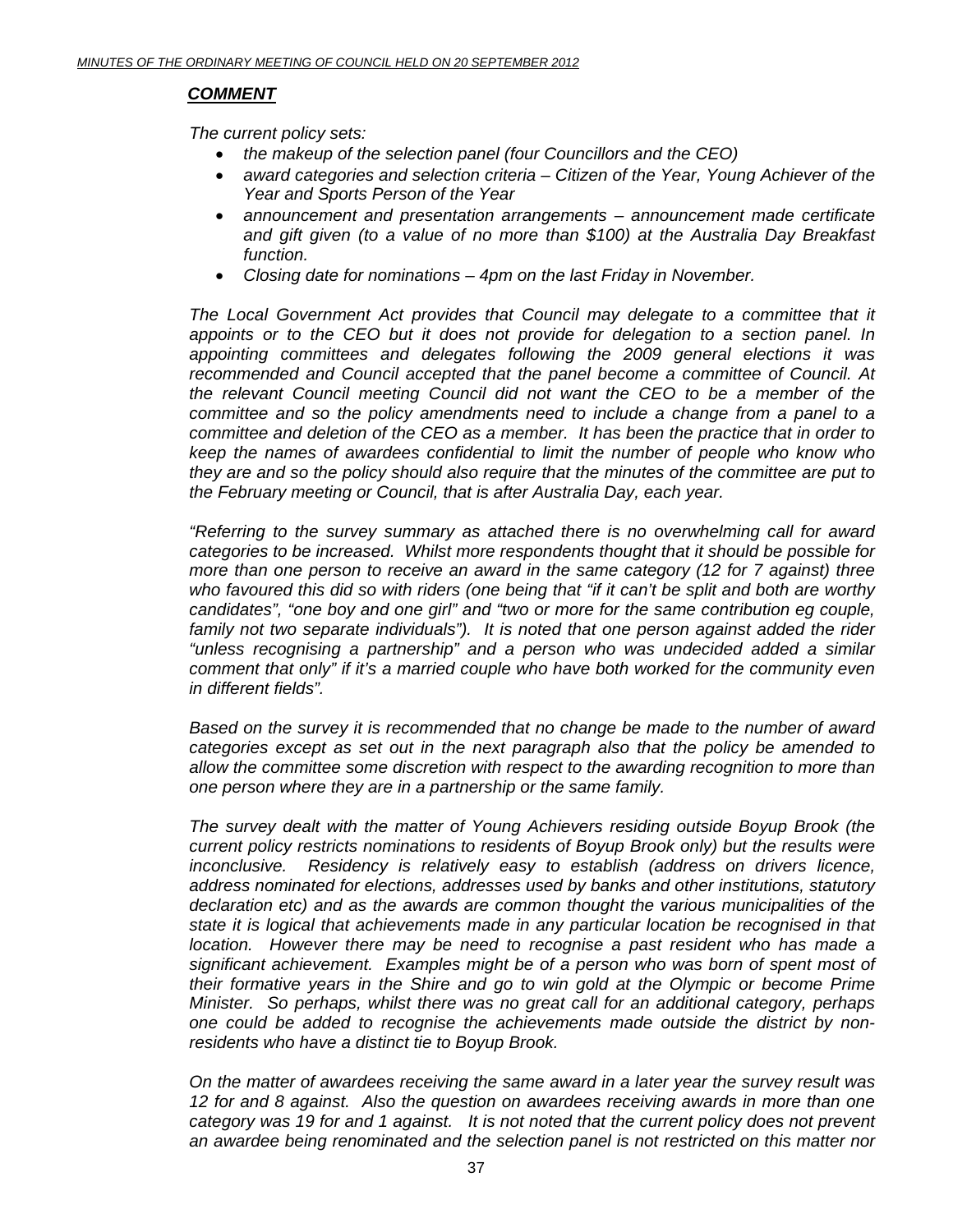***COMMENT***

*The current policy sets:*

- *the makeup of the selection panel (four Councillors and the CEO)*
- *award categories and selection criteria – Citizen of the Year, Young Achiever of the Year and Sports Person of the Year*
- *announcement and presentation arrangements – announcement made certificate and gift given (to a value of no more than $100) at the Australia Day Breakfast function.*
- *Closing date for nominations – 4pm on the last Friday in November.*

*The Local Government Act provides that Council may delegate to a committee that it appoints or to the CEO but it does not provide for delegation to a section panel. In appointing committees and delegates following the 2009 general elections it was recommended and Council accepted that the panel become a committee of Council. At the relevant Council meeting Council did not want the CEO to be a member of the committee and so the policy amendments need to include a change from a panel to a committee and deletion of the CEO as a member. It has been the practice that in order to keep the names of awardees confidential to limit the number of people who know who they are and so the policy should also require that the minutes of the committee are put to the February meeting or Council, that is after Australia Day, each year.*

*"Referring to the survey summary as attached there is no overwhelming call for award categories to be increased. Whilst more respondents thought that it should be possible for more than one person to receive an award in the same category (12 for 7 against) three who favoured this did so with riders (one being that "if it can't be split and both are worthy candidates", "one boy and one girl" and "two or more for the same contribution eg couple, family not two separate individuals"). It is noted that one person against added the rider "unless recognising a partnership" and a person who was undecided added a similar comment that only" if it's a married couple who have both worked for the community even in different fields".*

*Based on the survey it is recommended that no change be made to the number of award categories except as set out in the next paragraph also that the policy be amended to allow the committee some discretion with respect to the awarding recognition to more than one person where they are in a partnership or the same family.*

*The survey dealt with the matter of Young Achievers residing outside Boyup Brook (the current policy restricts nominations to residents of Boyup Brook only) but the results were inconclusive. Residency is relatively easy to establish (address on drivers licence, address nominated for elections, addresses used by banks and other institutions, statutory declaration etc) and as the awards are common thought the various municipalities of the state it is logical that achievements made in any particular location be recognised in that location. However there may be need to recognise a past resident who has made a significant achievement. Examples might be of a person who was born of spent most of their formative years in the Shire and go to win gold at the Olympic or become Prime Minister. So perhaps, whilst there was no great call for an additional category, perhaps one could be added to recognise the achievements made outside the district by non-residents who have a distinct tie to Boyup Brook.*

*On the matter of awardees receiving the same award in a later year the survey result was 12 for and 8 against. Also the question on awardees receiving awards in more than one category was 19 for and 1 against. It is not noted that the current policy does not prevent an awardee being renominated and the selection panel is not restricted on this matter nor*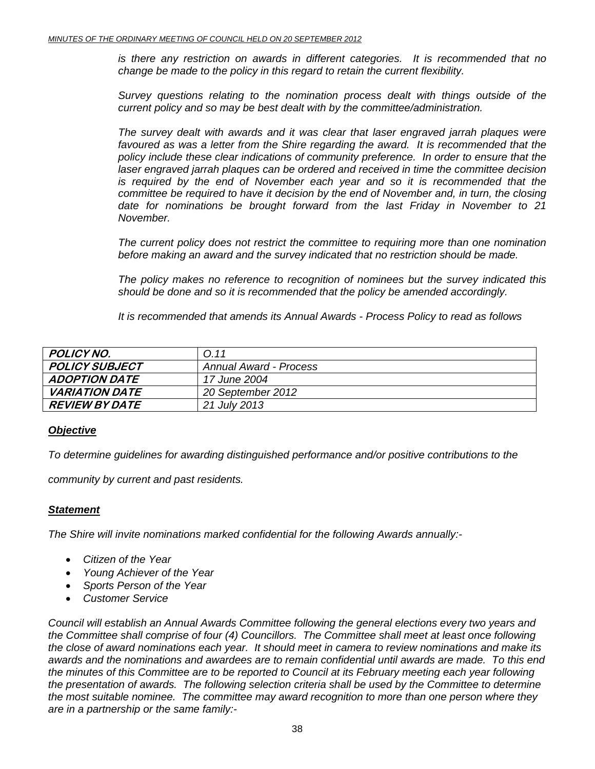*is there any restriction on awards in different categories. It is recommended that no change be made to the policy in this regard to retain the current flexibility.*

*Survey questions relating to the nomination process dealt with things outside of the current policy and so may be best dealt with by the committee/administration.*

*The survey dealt with awards and it was clear that laser engraved jarrah plaques were favoured as was a letter from the Shire regarding the award. It is recommended that the policy include these clear indications of community preference. In order to ensure that the laser engraved jarrah plaques can be ordered and received in time the committee decision is required by the end of November each year and so it is recommended that the committee be required to have it decision by the end of November and, in turn, the closing date for nominations be brought forward from the last Friday in November to 21 November.*

*The current policy does not restrict the committee to requiring more than one nomination before making an award and the survey indicated that no restriction should be made.*

*The policy makes no reference to recognition of nominees but the survey indicated this should be done and so it is recommended that the policy be amended accordingly.*

*It is recommended that amends its Annual Awards - Process Policy to read as follows*

| ***POLICY NO.*** | *O.11* |
|---|---|
| ***POLICY SUBJECT*** | *Annual Award - Process* |
| ***ADOPTION DATE*** | *17 June 2004* |
| ***VARIATION DATE*** | *20 September 2012* |
| ***REVIEW BY DATE*** | *21 July 2013* |

***Objective***

*To determine guidelines for awarding distinguished performance and/or positive contributions to the community by current and past residents.*

***Statement***

*The Shire will invite nominations marked confidential for the following Awards annually:-*

- *Citizen of the Year*
- *Young Achiever of the Year*
- *Sports Person of the Year*
- *Customer Service*

*Council will establish an Annual Awards Committee following the general elections every two years and the Committee shall comprise of four (4) Councillors. The Committee shall meet at least once following the close of award nominations each year. It should meet in camera to review nominations and make its awards and the nominations and awardees are to remain confidential until awards are made. To this end the minutes of this Committee are to be reported to Council at its February meeting each year following the presentation of awards. The following selection criteria shall be used by the Committee to determine the most suitable nominee. The committee may award recognition to more than one person where they are in a partnership or the same family:-*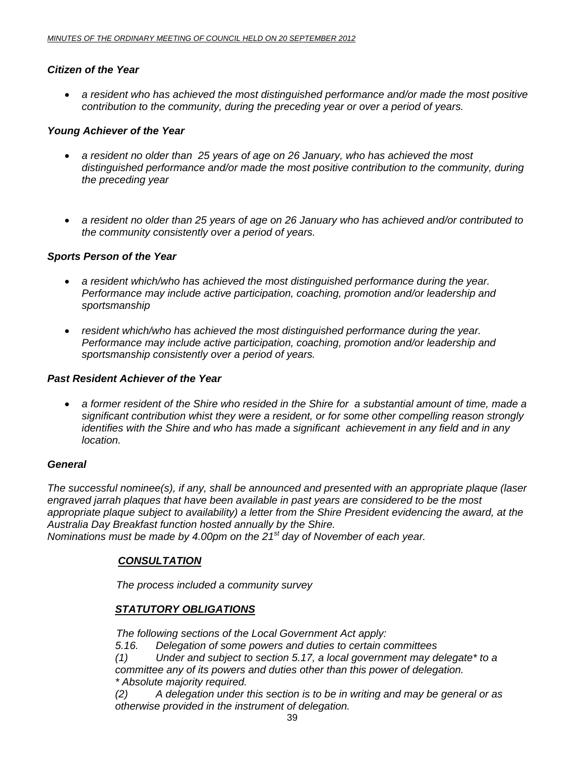### *Citizen of the Year*

- *a resident who has achieved the most distinguished performance and/or made the most positive contribution to the community, during the preceding year or over a period of years.*

### *Young Achiever of the Year*

- *a resident no older than 25 years of age on 26 January, who has achieved the most distinguished performance and/or made the most positive contribution to the community, during the preceding year*

- *a resident no older than 25 years of age on 26 January who has achieved and/or contributed to the community consistently over a period of years.*

### *Sports Person of the Year*

- *a resident which/who has achieved the most distinguished performance during the year. Performance may include active participation, coaching, promotion and/or leadership and sportsmanship*

- *resident which/who has achieved the most distinguished performance during the year. Performance may include active participation, coaching, promotion and/or leadership and sportsmanship consistently over a period of years.*

### *Past Resident Achiever of the Year*

- *a former resident of the Shire who resided in the Shire for a substantial amount of time, made a significant contribution whist they were a resident, or for some other compelling reason strongly identifies with the Shire and who has made a significant achievement in any field and in any location.*

### *General*

*The successful nominee(s), if any, shall be announced and presented with an appropriate plaque (laser engraved jarrah plaques that have been available in past years are considered to be the most appropriate plaque subject to availability) a letter from the Shire President evidencing the award, at the Australia Day Breakfast function hosted annually by the Shire.*
*Nominations must be made by 4.00pm on the 21st day of November of each year.*

#### ***CONSULTATION***

*The process included a community survey*

#### ***STATUTORY OBLIGATIONS***

*The following sections of the Local Government Act apply:*
*5.16. Delegation of some powers and duties to certain committees*
*(1) Under and subject to section 5.17, a local government may delegate\* to a committee any of its powers and duties other than this power of delegation.*
*\* Absolute majority required.*
*(2) A delegation under this section is to be in writing and may be general or as otherwise provided in the instrument of delegation.*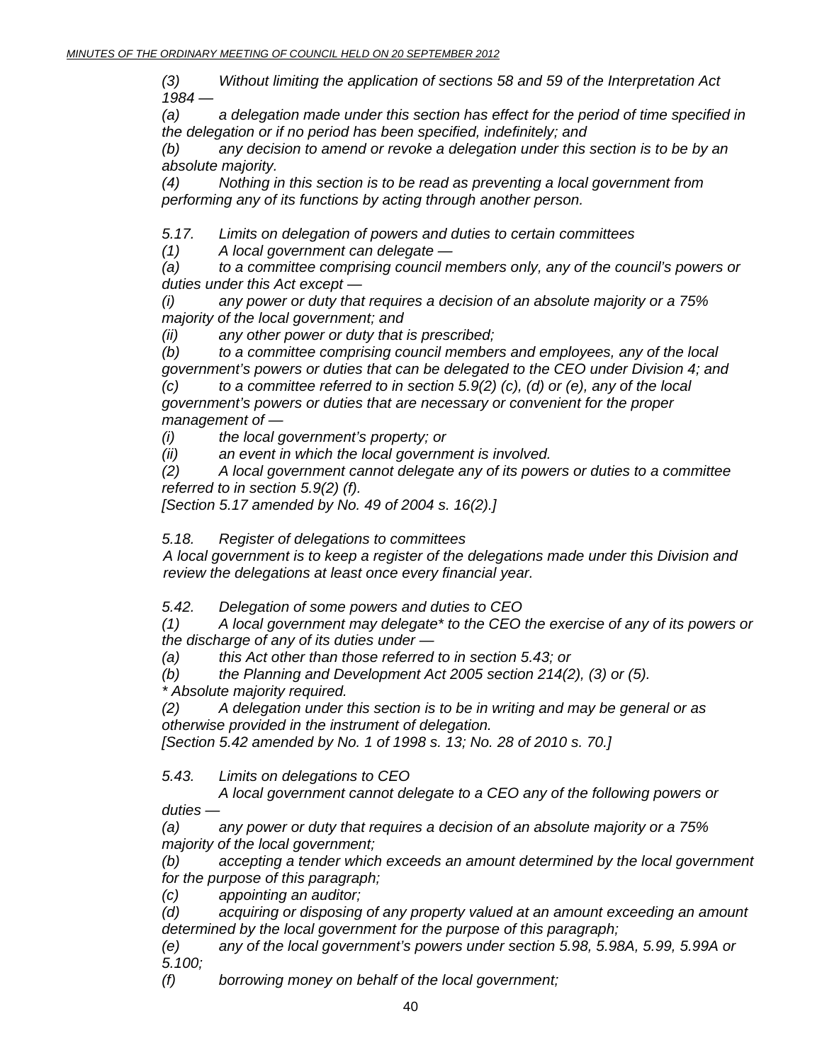*(3) Without limiting the application of sections 58 and 59 of the Interpretation Act 1984 —*

*(a) a delegation made under this section has effect for the period of time specified in the delegation or if no period has been specified, indefinitely; and*

*(b) any decision to amend or revoke a delegation under this section is to be by an absolute majority.*

*(4) Nothing in this section is to be read as preventing a local government from performing any of its functions by acting through another person.*

*5.17. Limits on delegation of powers and duties to certain committees*

*(1) A local government can delegate —*

*(a) to a committee comprising council members only, any of the council's powers or duties under this Act except —*

*(i) any power or duty that requires a decision of an absolute majority or a 75% majority of the local government; and*

*(ii) any other power or duty that is prescribed;*

*(b) to a committee comprising council members and employees, any of the local government's powers or duties that can be delegated to the CEO under Division 4; and*

*(c) to a committee referred to in section 5.9(2) (c), (d) or (e), any of the local government's powers or duties that are necessary or convenient for the proper management of —*

*(i) the local government's property; or*

*(ii) an event in which the local government is involved.*

*(2) A local government cannot delegate any of its powers or duties to a committee referred to in section 5.9(2) (f).*

*[Section 5.17 amended by No. 49 of 2004 s. 16(2).]*

*5.18. Register of delegations to committees*

*A local government is to keep a register of the delegations made under this Division and review the delegations at least once every financial year.*

*5.42. Delegation of some powers and duties to CEO*

*(1) A local government may delegate* to the CEO the exercise of any of its powers or the discharge of any of its duties under —*

*(a) this Act other than those referred to in section 5.43; or*

*(b) the Planning and Development Act 2005 section 214(2), (3) or (5).*

** Absolute majority required.*

*(2) A delegation under this section is to be in writing and may be general or as otherwise provided in the instrument of delegation.*

*[Section 5.42 amended by No. 1 of 1998 s. 13; No. 28 of 2010 s. 70.]*

*5.43. Limits on delegations to CEO*

*A local government cannot delegate to a CEO any of the following powers or duties —*

*(a) any power or duty that requires a decision of an absolute majority or a 75% majority of the local government;*

*(b) accepting a tender which exceeds an amount determined by the local government for the purpose of this paragraph;*

*(c) appointing an auditor;*

*(d) acquiring or disposing of any property valued at an amount exceeding an amount determined by the local government for the purpose of this paragraph;*

*(e) any of the local government's powers under section 5.98, 5.98A, 5.99, 5.99A or 5.100;*

*(f) borrowing money on behalf of the local government;*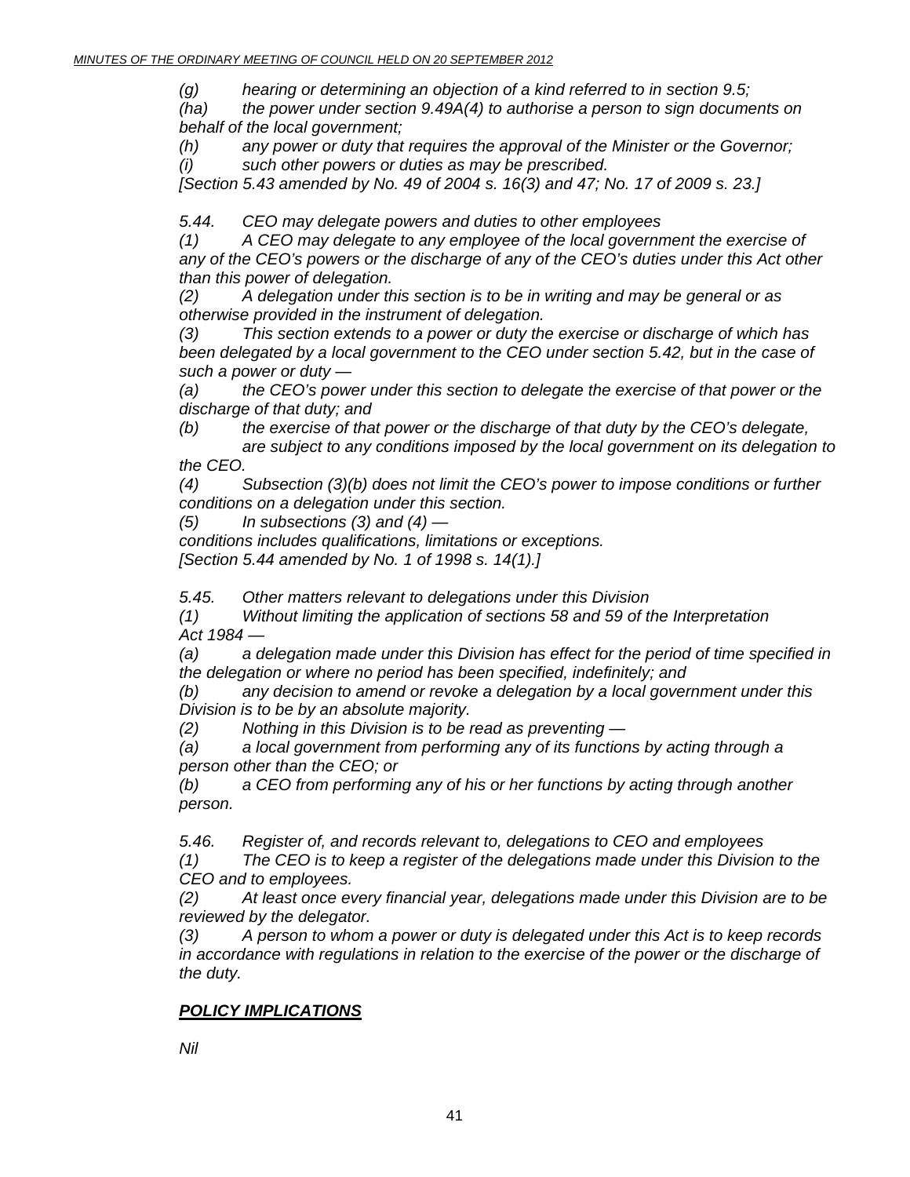*(g) hearing or determining an objection of a kind referred to in section 9.5;*
*(ha) the power under section 9.49A(4) to authorise a person to sign documents on behalf of the local government;*
*(h) any power or duty that requires the approval of the Minister or the Governor;*
*(i) such other powers or duties as may be prescribed.*
*[Section 5.43 amended by No. 49 of 2004 s. 16(3) and 47; No. 17 of 2009 s. 23.]*

*5.44. CEO may delegate powers and duties to other employees*
*(1) A CEO may delegate to any employee of the local government the exercise of any of the CEO's powers or the discharge of any of the CEO's duties under this Act other than this power of delegation.*
*(2) A delegation under this section is to be in writing and may be general or as otherwise provided in the instrument of delegation.*
*(3) This section extends to a power or duty the exercise or discharge of which has been delegated by a local government to the CEO under section 5.42, but in the case of such a power or duty —*
*(a) the CEO's power under this section to delegate the exercise of that power or the discharge of that duty; and*
*(b) the exercise of that power or the discharge of that duty by the CEO's delegate,*
*are subject to any conditions imposed by the local government on its delegation to the CEO.*
*(4) Subsection (3)(b) does not limit the CEO's power to impose conditions or further conditions on a delegation under this section.*
*(5) In subsections (3) and (4) —*
*conditions includes qualifications, limitations or exceptions.*
*[Section 5.44 amended by No. 1 of 1998 s. 14(1).]*

*5.45. Other matters relevant to delegations under this Division*
*(1) Without limiting the application of sections 58 and 59 of the Interpretation Act 1984 —*
*(a) a delegation made under this Division has effect for the period of time specified in the delegation or where no period has been specified, indefinitely; and*
*(b) any decision to amend or revoke a delegation by a local government under this Division is to be by an absolute majority.*
*(2) Nothing in this Division is to be read as preventing —*
*(a) a local government from performing any of its functions by acting through a person other than the CEO; or*
*(b) a CEO from performing any of his or her functions by acting through another person.*

*5.46. Register of, and records relevant to, delegations to CEO and employees*
*(1) The CEO is to keep a register of the delegations made under this Division to the CEO and to employees.*
*(2) At least once every financial year, delegations made under this Division are to be reviewed by the delegator.*
*(3) A person to whom a power or duty is delegated under this Act is to keep records in accordance with regulations in relation to the exercise of the power or the discharge of the duty.*

## ***POLICY IMPLICATIONS***

*Nil*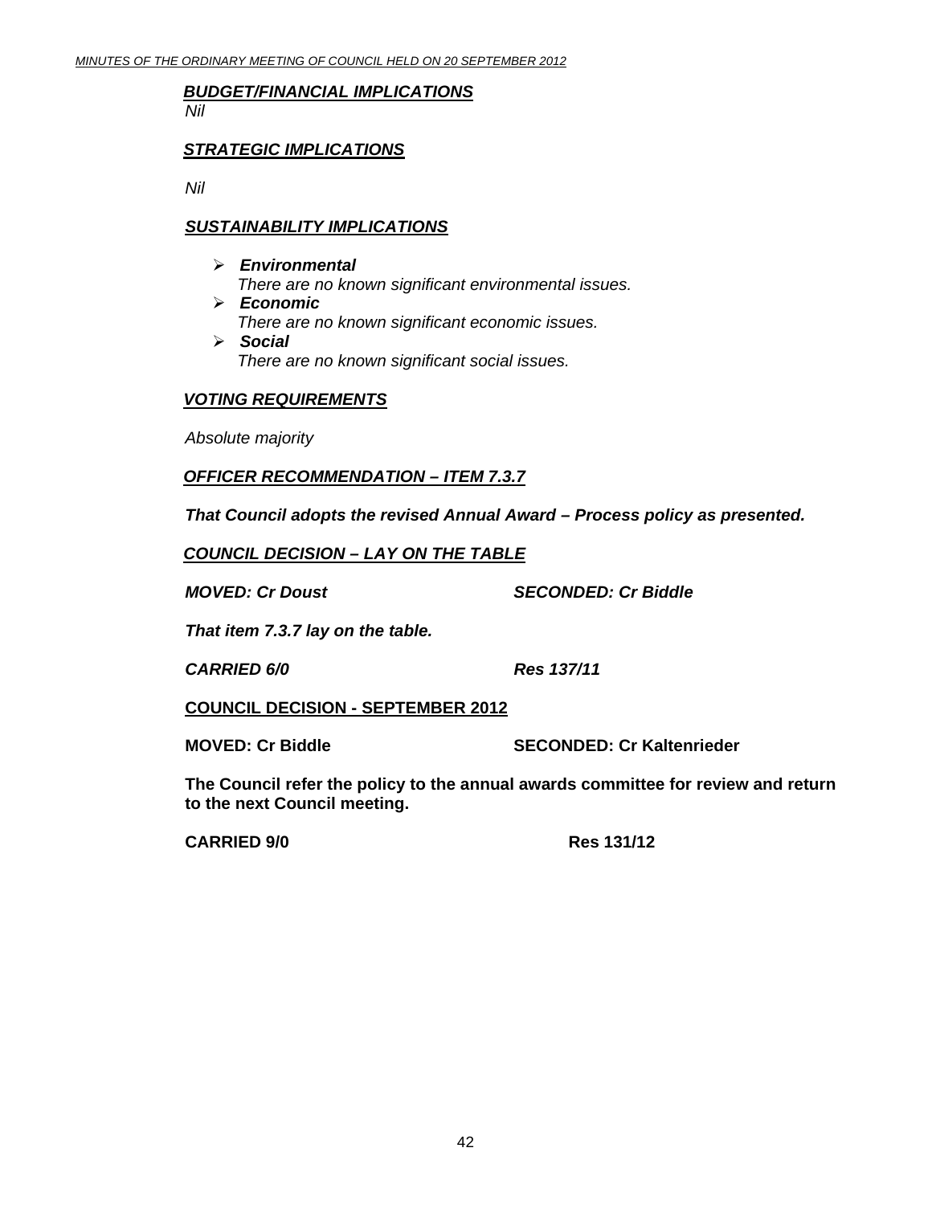***BUDGET/FINANCIAL IMPLICATIONS***

*Nil*

***STRATEGIC IMPLICATIONS***

*Nil*

***SUSTAINABILITY IMPLICATIONS***

- ***Environmental***
  *There are no known significant environmental issues.*
- ***Economic***
  *There are no known significant economic issues.*
- ***Social***
  *There are no known significant social issues.*

***VOTING REQUIREMENTS***

*Absolute majority*

***OFFICER RECOMMENDATION – ITEM 7.3.7***

***That Council adopts the revised Annual Award – Process policy as presented.***

***COUNCIL DECISION – LAY ON THE TABLE***

***MOVED: Cr Doust*** ***SECONDED: Cr Biddle***

***That item 7.3.7 lay on the table.***

***CARRIED 6/0*** ***Res 137/11***

**COUNCIL DECISION - SEPTEMBER 2012**

**MOVED: Cr Biddle** **SECONDED: Cr Kaltenrieder**

**The Council refer the policy to the annual awards committee for review and return to the next Council meeting.**

**CARRIED 9/0** **Res 131/12**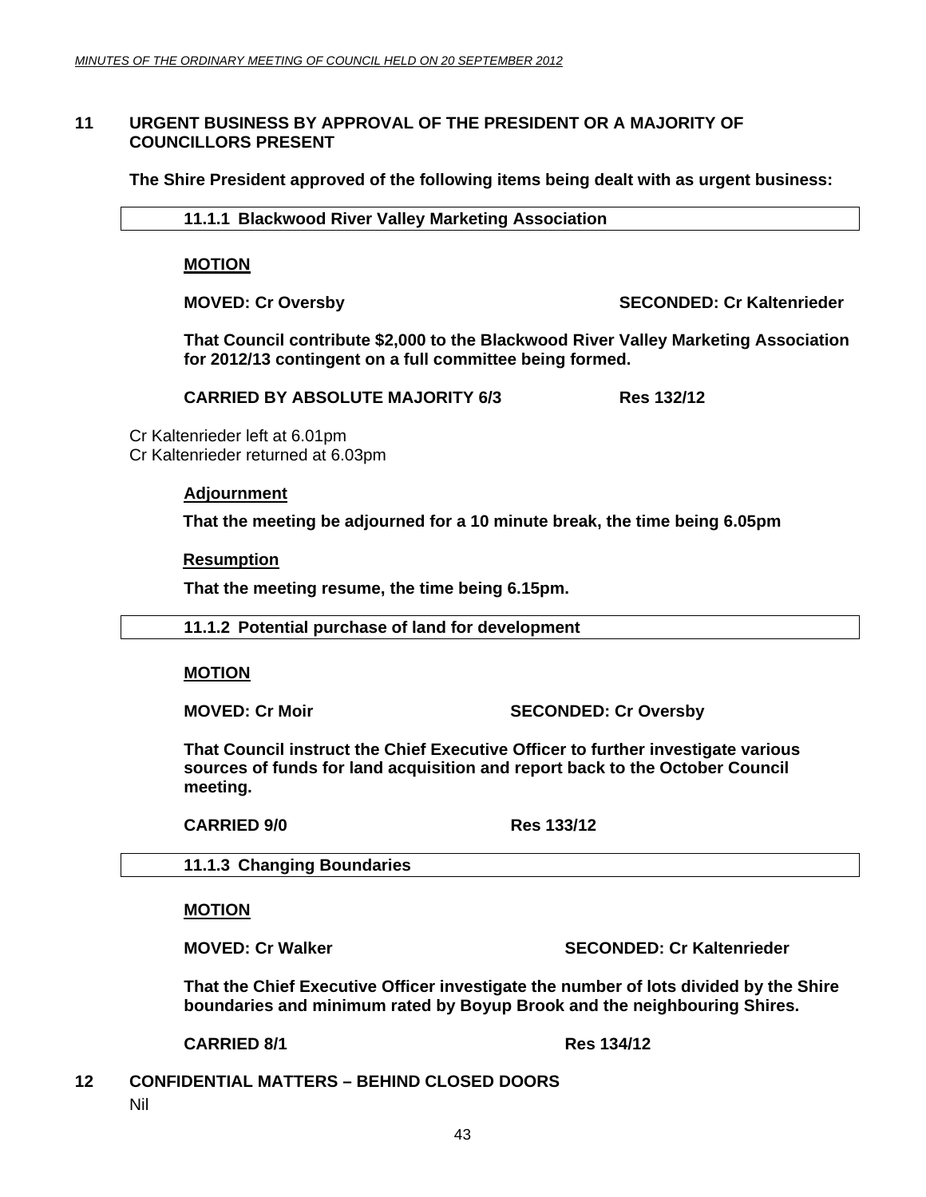## 11 URGENT BUSINESS BY APPROVAL OF THE PRESIDENT OR A MAJORITY OF COUNCILLORS PRESENT

**The Shire President approved of the following items being dealt with as urgent business:**

### 11.1.1 Blackwood River Valley Marketing Association

**MOTION**

**MOVED: Cr Oversby** **SECONDED: Cr Kaltenrieder**

**That Council contribute $2,000 to the Blackwood River Valley Marketing Association for 2012/13 contingent on a full committee being formed.**

**CARRIED BY ABSOLUTE MAJORITY 6/3** **Res 132/12**

Cr Kaltenrieder left at 6.01pm
Cr Kaltenrieder returned at 6.03pm

**Adjournment**

**That the meeting be adjourned for a 10 minute break, the time being 6.05pm**

**Resumption**

**That the meeting resume, the time being 6.15pm.**

### 11.1.2 Potential purchase of land for development

**MOTION**

**MOVED: Cr Moir** **SECONDED: Cr Oversby**

**That Council instruct the Chief Executive Officer to further investigate various sources of funds for land acquisition and report back to the October Council meeting.**

**CARRIED 9/0** **Res 133/12**

### 11.1.3 Changing Boundaries

**MOTION**

**MOVED: Cr Walker** **SECONDED: Cr Kaltenrieder**

**That the Chief Executive Officer investigate the number of lots divided by the Shire boundaries and minimum rated by Boyup Brook and the neighbouring Shires.**

**CARRIED 8/1** **Res 134/12**

## 12 CONFIDENTIAL MATTERS – BEHIND CLOSED DOORS

Nil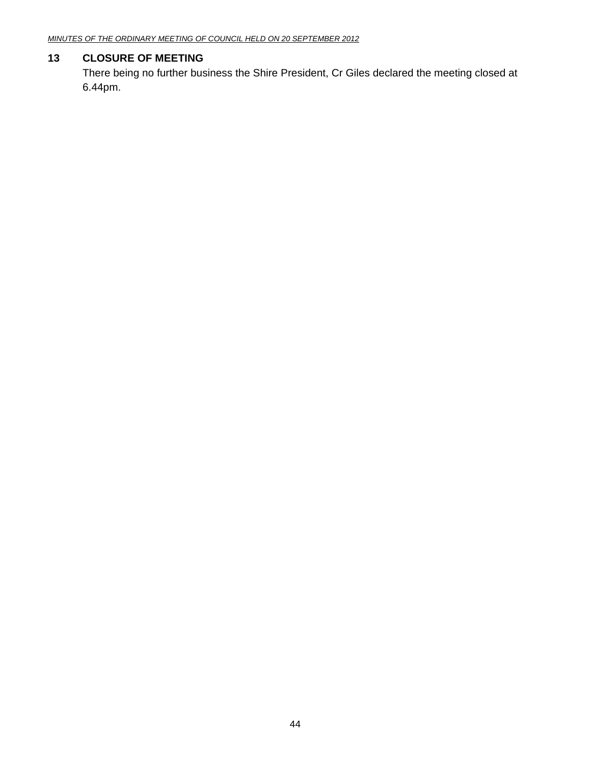## 13 CLOSURE OF MEETING

There being no further business the Shire President, Cr Giles declared the meeting closed at 6.44pm.